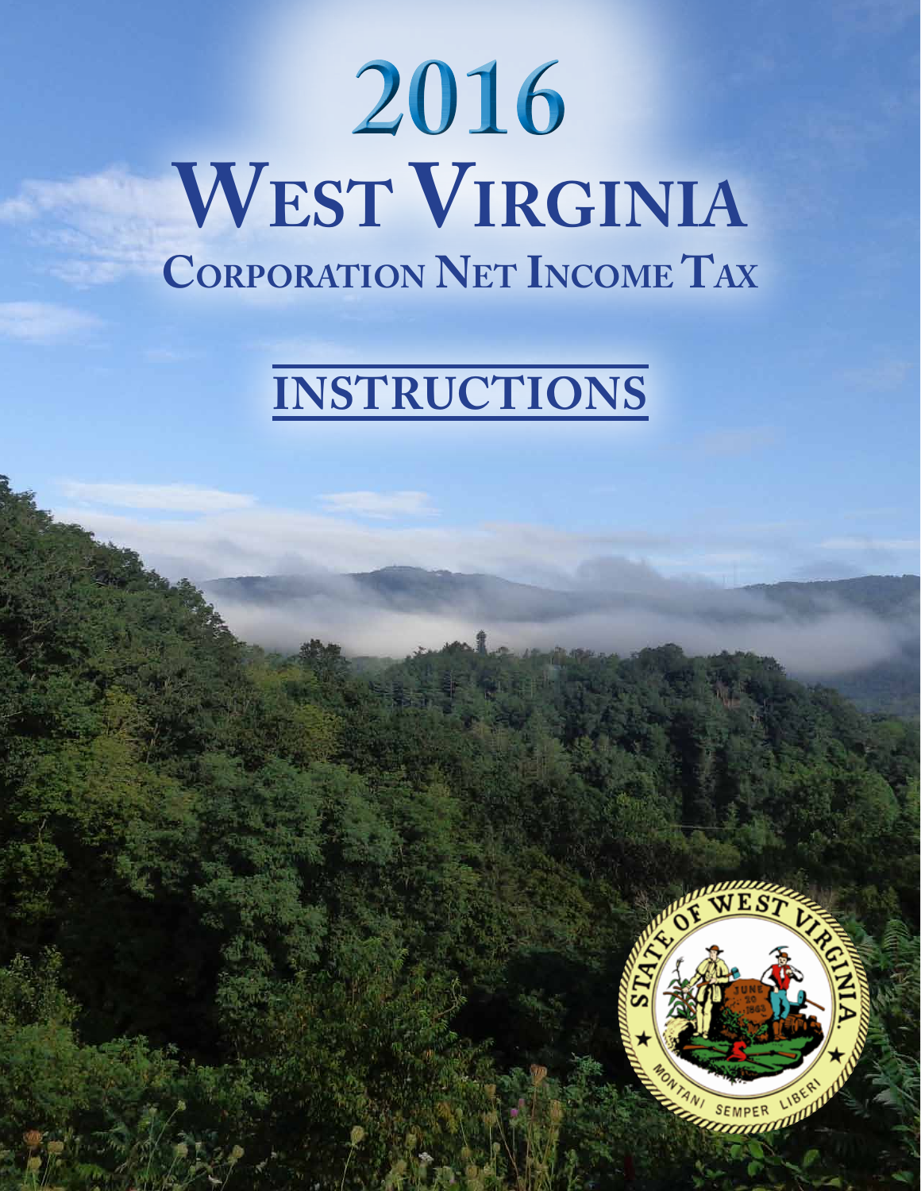# 2016

# West Virginia

## Corporation Net Income Tax

## INSTRUCTIONS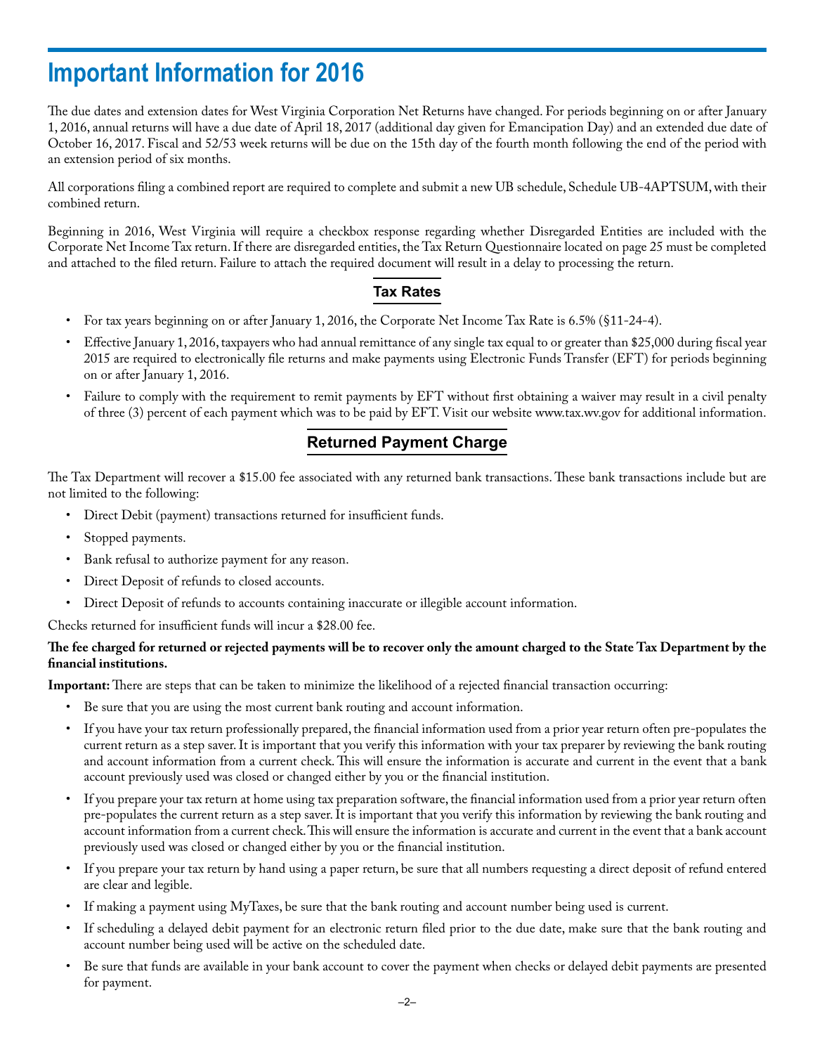# Important Information for 2016

The due dates and extension dates for West Virginia Corporation Net Returns have changed. For periods beginning on or after January 1, 2016, annual returns will have a due date of April 18, 2017 (additional day given for Emancipation Day) and an extended due date of October 16, 2017. Fiscal and 52/53 week returns will be due on the 15th day of the fourth month following the end of the period with an extension period of six months.

All corporations filing a combined report are required to complete and submit a new UB schedule, Schedule UB-4APTSUM, with their combined return.

Beginning in 2016, West Virginia will require a checkbox response regarding whether Disregarded Entities are included with the Corporate Net Income Tax return. If there are disregarded entities, the Tax Return Questionnaire located on page 25 must be completed and attached to the filed return. Failure to attach the required document will result in a delay to processing the return.

## Tax Rates

- For tax years beginning on or after January 1, 2016, the Corporate Net Income Tax Rate is 6.5% (§11-24-4).
- Effective January 1, 2016, taxpayers who had annual remittance of any single tax equal to or greater than $25,000 during fiscal year 2015 are required to electronically file returns and make payments using Electronic Funds Transfer (EFT) for periods beginning on or after January 1, 2016.
- Failure to comply with the requirement to remit payments by EFT without first obtaining a waiver may result in a civil penalty of three (3) percent of each payment which was to be paid by EFT. Visit our website www.tax.wv.gov for additional information.

## Returned Payment Charge

The Tax Department will recover a $15.00 fee associated with any returned bank transactions. These bank transactions include but are not limited to the following:

- Direct Debit (payment) transactions returned for insufficient funds.
- Stopped payments.
- Bank refusal to authorize payment for any reason.
- Direct Deposit of refunds to closed accounts.
- Direct Deposit of refunds to accounts containing inaccurate or illegible account information.

Checks returned for insufficient funds will incur a $28.00 fee.

**The fee charged for returned or rejected payments will be to recover only the amount charged to the State Tax Department by the financial institutions.**

**Important:** There are steps that can be taken to minimize the likelihood of a rejected financial transaction occurring:

- Be sure that you are using the most current bank routing and account information.
- If you have your tax return professionally prepared, the financial information used from a prior year return often pre-populates the current return as a step saver. It is important that you verify this information with your tax preparer by reviewing the bank routing and account information from a current check. This will ensure the information is accurate and current in the event that a bank account previously used was closed or changed either by you or the financial institution.
- If you prepare your tax return at home using tax preparation software, the financial information used from a prior year return often pre-populates the current return as a step saver. It is important that you verify this information by reviewing the bank routing and account information from a current check. This will ensure the information is accurate and current in the event that a bank account previously used was closed or changed either by you or the financial institution.
- If you prepare your tax return by hand using a paper return, be sure that all numbers requesting a direct deposit of refund entered are clear and legible.
- If making a payment using MyTaxes, be sure that the bank routing and account number being used is current.
- If scheduling a delayed debit payment for an electronic return filed prior to the due date, make sure that the bank routing and account number being used will be active on the scheduled date.
- Be sure that funds are available in your bank account to cover the payment when checks or delayed debit payments are presented for payment.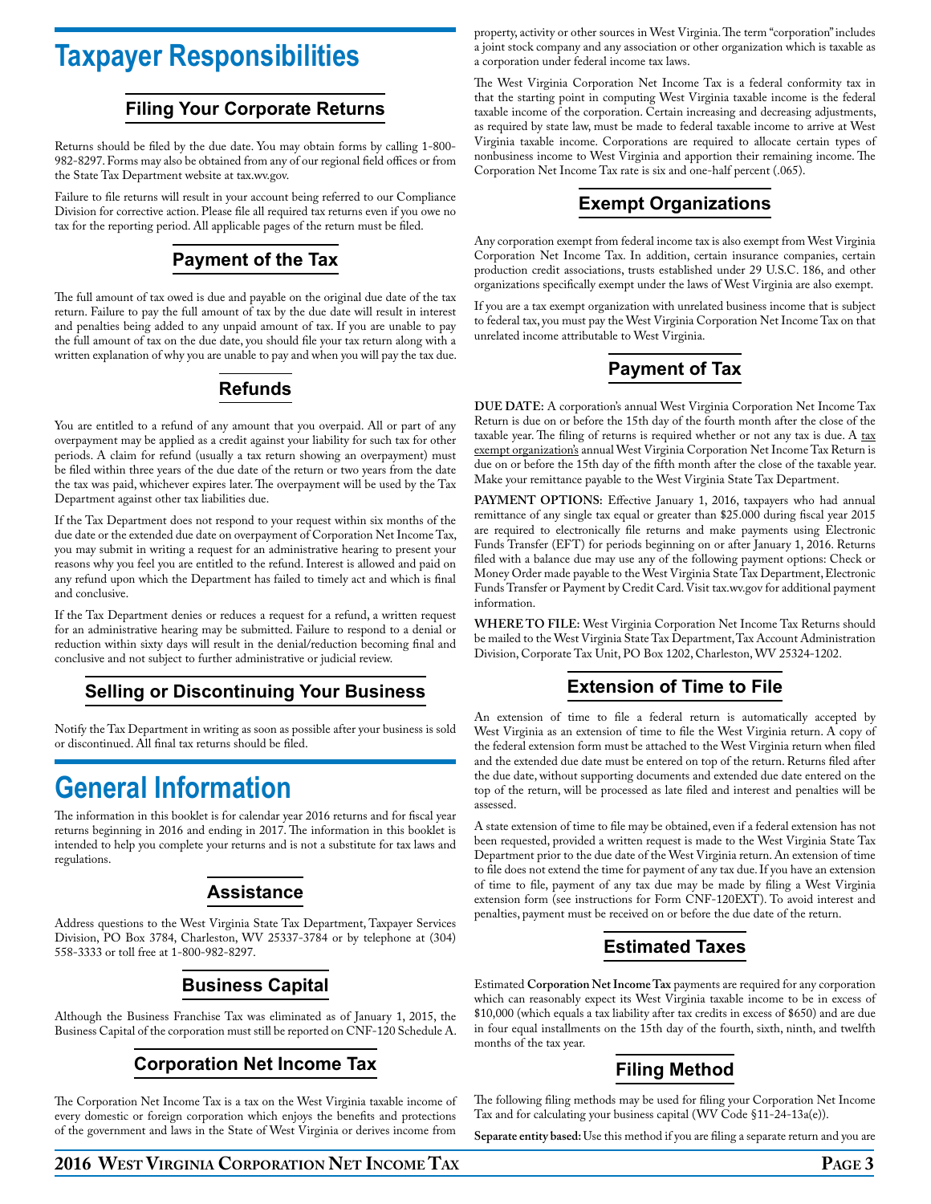# Taxpayer Responsibilities

## Filing Your Corporate Returns

Returns should be filed by the due date. You may obtain forms by calling 1-800-982-8297. Forms may also be obtained from any of our regional field offices or from the State Tax Department website at tax.wv.gov.

Failure to file returns will result in your account being referred to our Compliance Division for corrective action. Please file all required tax returns even if you owe no tax for the reporting period. All applicable pages of the return must be filed.

## Payment of the Tax

The full amount of tax owed is due and payable on the original due date of the tax return. Failure to pay the full amount of tax by the due date will result in interest and penalties being added to any unpaid amount of tax. If you are unable to pay the full amount of tax on the due date, you should file your tax return along with a written explanation of why you are unable to pay and when you will pay the tax due.

## Refunds

You are entitled to a refund of any amount that you overpaid. All or part of any overpayment may be applied as a credit against your liability for such tax for other periods. A claim for refund (usually a tax return showing an overpayment) must be filed within three years of the due date of the return or two years from the date the tax was paid, whichever expires later. The overpayment will be used by the Tax Department against other tax liabilities due.

If the Tax Department does not respond to your request within six months of the due date or the extended due date on overpayment of Corporation Net Income Tax, you may submit in writing a request for an administrative hearing to present your reasons why you feel you are entitled to the refund. Interest is allowed and paid on any refund upon which the Department has failed to timely act and which is final and conclusive.

If the Tax Department denies or reduces a request for a refund, a written request for an administrative hearing may be submitted. Failure to respond to a denial or reduction within sixty days will result in the denial/reduction becoming final and conclusive and not subject to further administrative or judicial review.

## Selling or Discontinuing Your Business

Notify the Tax Department in writing as soon as possible after your business is sold or discontinued. All final tax returns should be filed.

# General Information

The information in this booklet is for calendar year 2016 returns and for fiscal year returns beginning in 2016 and ending in 2017. The information in this booklet is intended to help you complete your returns and is not a substitute for tax laws and regulations.

## Assistance

Address questions to the West Virginia State Tax Department, Taxpayer Services Division, PO Box 3784, Charleston, WV 25337-3784 or by telephone at (304) 558-3333 or toll free at 1-800-982-8297.

## Business Capital

Although the Business Franchise Tax was eliminated as of January 1, 2015, the Business Capital of the corporation must still be reported on CNF-120 Schedule A.

## Corporation Net Income Tax

The Corporation Net Income Tax is a tax on the West Virginia taxable income of every domestic or foreign corporation which enjoys the benefits and protections of the government and laws in the State of West Virginia or derives income from property, activity or other sources in West Virginia. The term "corporation" includes a joint stock company and any association or other organization which is taxable as a corporation under federal income tax laws.

The West Virginia Corporation Net Income Tax is a federal conformity tax in that the starting point in computing West Virginia taxable income is the federal taxable income of the corporation. Certain increasing and decreasing adjustments, as required by state law, must be made to federal taxable income to arrive at West Virginia taxable income. Corporations are required to allocate certain types of nonbusiness income to West Virginia and apportion their remaining income. The Corporation Net Income Tax rate is six and one-half percent (.065).

## Exempt Organizations

Any corporation exempt from federal income tax is also exempt from West Virginia Corporation Net Income Tax. In addition, certain insurance companies, certain production credit associations, trusts established under 29 U.S.C. 186, and other organizations specifically exempt under the laws of West Virginia are also exempt.

If you are a tax exempt organization with unrelated business income that is subject to federal tax, you must pay the West Virginia Corporation Net Income Tax on that unrelated income attributable to West Virginia.

## Payment of Tax

**DUE DATE:** A corporation's annual West Virginia Corporation Net Income Tax Return is due on or before the 15th day of the fourth month after the close of the taxable year. The filing of returns is required whether or not any tax is due. A tax exempt organization's annual West Virginia Corporation Net Income Tax Return is due on or before the 15th day of the fifth month after the close of the taxable year. Make your remittance payable to the West Virginia State Tax Department.

**PAYMENT OPTIONS:** Effective January 1, 2016, taxpayers who had annual remittance of any single tax equal or greater than $25.000 during fiscal year 2015 are required to electronically file returns and make payments using Electronic Funds Transfer (EFT) for periods beginning on or after January 1, 2016. Returns filed with a balance due may use any of the following payment options: Check or Money Order made payable to the West Virginia State Tax Department, Electronic Funds Transfer or Payment by Credit Card. Visit tax.wv.gov for additional payment information.

**WHERE TO FILE:** West Virginia Corporation Net Income Tax Returns should be mailed to the West Virginia State Tax Department, Tax Account Administration Division, Corporate Tax Unit, PO Box 1202, Charleston, WV 25324-1202.

## Extension of Time to File

An extension of time to file a federal return is automatically accepted by West Virginia as an extension of time to file the West Virginia return. A copy of the federal extension form must be attached to the West Virginia return when filed and the extended due date must be entered on top of the return. Returns filed after the due date, without supporting documents and extended due date entered on the top of the return, will be processed as late filed and interest and penalties will be assessed.

A state extension of time to file may be obtained, even if a federal extension has not been requested, provided a written request is made to the West Virginia State Tax Department prior to the due date of the West Virginia return. An extension of time to file does not extend the time for payment of any tax due. If you have an extension of time to file, payment of any tax due may be made by filing a West Virginia extension form (see instructions for Form CNF-120EXT). To avoid interest and penalties, payment must be received on or before the due date of the return.

## Estimated Taxes

Estimated **Corporation Net Income Tax** payments are required for any corporation which can reasonably expect its West Virginia taxable income to be in excess of $10,000 (which equals a tax liability after tax credits in excess of $650) and are due in four equal installments on the 15th day of the fourth, sixth, ninth, and twelfth months of the tax year.

## Filing Method

The following filing methods may be used for filing your Corporation Net Income Tax and for calculating your business capital (WV Code §11-24-13a(e)).

**Separate entity based:** Use this method if you are filing a separate return and you are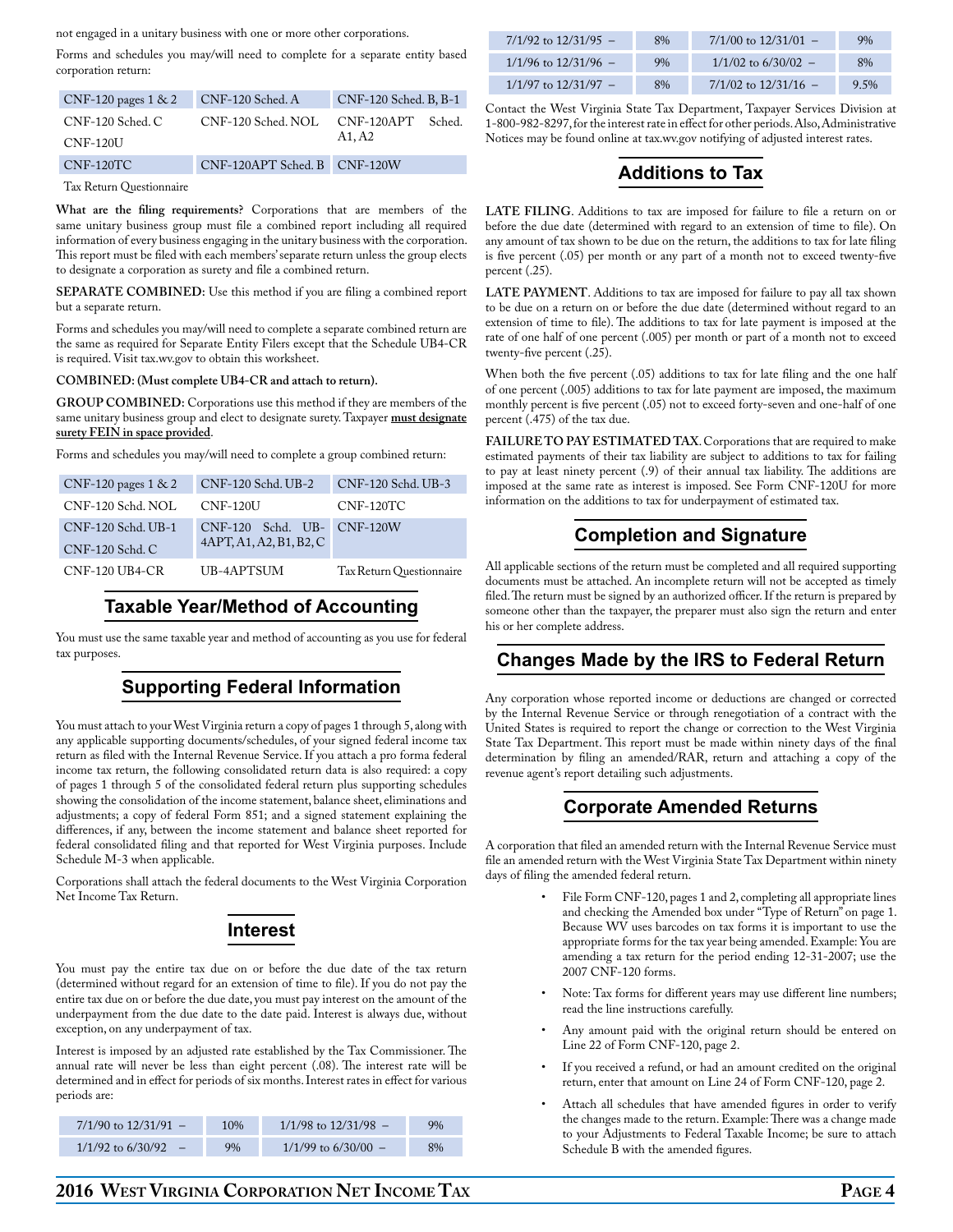not engaged in a unitary business with one or more other corporations.

Forms and schedules you may/will need to complete for a separate entity based corporation return:

| | | |
|---|---|---|
| CNF-120 pages 1 & 2 | CNF-120 Sched. A | CNF-120 Sched. B, B-1 |
| CNF-120 Sched. C | CNF-120 Sched. NOL | CNF-120APT Sched. A1, A2 |
| CNF-120U | | |
| CNF-120TC | CNF-120APT Sched. B | CNF-120W |
| Tax Return Questionnaire | | |

**What are the filing requirements?** Corporations that are members of the same unitary business group must file a combined report including all required information of every business engaging in the unitary business with the corporation. This report must be filed with each members' separate return unless the group elects to designate a corporation as surety and file a combined return.

**SEPARATE COMBINED:** Use this method if you are filing a combined report but a separate return.

Forms and schedules you may/will need to complete a separate combined return are the same as required for Separate Entity Filers except that the Schedule UB4-CR is required. Visit tax.wv.gov to obtain this worksheet.

**COMBINED: (Must complete UB4-CR and attach to return).**

**GROUP COMBINED:** Corporations use this method if they are members of the same unitary business group and elect to designate surety. Taxpayer **must designate surety FEIN in space provided**.

Forms and schedules you may/will need to complete a group combined return:

| | | |
|---|---|---|
| CNF-120 pages 1 & 2 | CNF-120 Schd. UB-2 | CNF-120 Schd. UB-3 |
| CNF-120 Schd. NOL | CNF-120U | CNF-120TC |
| CNF-120 Schd. UB-1 | CNF-120 Schd. UB-4APT, A1, A2, B1, B2, C | CNF-120W |
| CNF-120 Schd. C | | |
| CNF-120 UB4-CR | UB-4APTSUM | Tax Return Questionnaire |

## Taxable Year/Method of Accounting

You must use the same taxable year and method of accounting as you use for federal tax purposes.

## Supporting Federal Information

You must attach to your West Virginia return a copy of pages 1 through 5, along with any applicable supporting documents/schedules, of your signed federal income tax return as filed with the Internal Revenue Service. If you attach a pro forma federal income tax return, the following consolidated return data is also required: a copy of pages 1 through 5 of the consolidated federal return plus supporting schedules showing the consolidation of the income statement, balance sheet, eliminations and adjustments; a copy of federal Form 851; and a signed statement explaining the differences, if any, between the income statement and balance sheet reported for federal consolidated filing and that reported for West Virginia purposes. Include Schedule M-3 when applicable.

Corporations shall attach the federal documents to the West Virginia Corporation Net Income Tax Return.

## Interest

You must pay the entire tax due on or before the due date of the tax return (determined without regard for an extension of time to file). If you do not pay the entire tax due on or before the due date, you must pay interest on the amount of the underpayment from the due date to the date paid. Interest is always due, without exception, on any underpayment of tax.

Interest is imposed by an adjusted rate established by the Tax Commissioner. The annual rate will never be less than eight percent (.08). The interest rate will be determined and in effect for periods of six months. Interest rates in effect for various periods are:

| | | | |
|---|---|---|---|
| 7/1/90 to 12/31/91 – | 10% | 1/1/98 to 12/31/98 – | 9% |
| 1/1/92 to 6/30/92 – | 9% | 1/1/99 to 6/30/00 – | 8% |
| 7/1/92 to 12/31/95 – | 8% | 7/1/00 to 12/31/01 – | 9% |
| 1/1/96 to 12/31/96 – | 9% | 1/1/02 to 6/30/02 – | 8% |
| 1/1/97 to 12/31/97 – | 8% | 7/1/02 to 12/31/16 – | 9.5% |

Contact the West Virginia State Tax Department, Taxpayer Services Division at 1-800-982-8297, for the interest rate in effect for other periods. Also, Administrative Notices may be found online at tax.wv.gov notifying of adjusted interest rates.

## Additions to Tax

**LATE FILING**. Additions to tax are imposed for failure to file a return on or before the due date (determined with regard to an extension of time to file). On any amount of tax shown to be due on the return, the additions to tax for late filing is five percent (.05) per month or any part of a month not to exceed twenty-five percent (.25).

**LATE PAYMENT**. Additions to tax are imposed for failure to pay all tax shown to be due on a return on or before the due date (determined without regard to an extension of time to file). The additions to tax for late payment is imposed at the rate of one half of one percent (.005) per month or part of a month not to exceed twenty-five percent (.25).

When both the five percent (.05) additions to tax for late filing and the one half of one percent (.005) additions to tax for late payment are imposed, the maximum monthly percent is five percent (.05) not to exceed forty-seven and one-half of one percent (.475) of the tax due.

**FAILURE TO PAY ESTIMATED TAX**. Corporations that are required to make estimated payments of their tax liability are subject to additions to tax for failing to pay at least ninety percent (.9) of their annual tax liability. The additions are imposed at the same rate as interest is imposed. See Form CNF-120U for more information on the additions to tax for underpayment of estimated tax.

## Completion and Signature

All applicable sections of the return must be completed and all required supporting documents must be attached. An incomplete return will not be accepted as timely filed. The return must be signed by an authorized officer. If the return is prepared by someone other than the taxpayer, the preparer must also sign the return and enter his or her complete address.

## Changes Made by the IRS to Federal Return

Any corporation whose reported income or deductions are changed or corrected by the Internal Revenue Service or through renegotiation of a contract with the United States is required to report the change or correction to the West Virginia State Tax Department. This report must be made within ninety days of the final determination by filing an amended/RAR, return and attaching a copy of the revenue agent's report detailing such adjustments.

## Corporate Amended Returns

A corporation that filed an amended return with the Internal Revenue Service must file an amended return with the West Virginia State Tax Department within ninety days of filing the amended federal return.

- File Form CNF-120, pages 1 and 2, completing all appropriate lines and checking the Amended box under "Type of Return" on page 1. Because WV uses barcodes on tax forms it is important to use the appropriate forms for the tax year being amended. Example: You are amending a tax return for the period ending 12-31-2007; use the 2007 CNF-120 forms.
- Note: Tax forms for different years may use different line numbers; read the line instructions carefully.
- Any amount paid with the original return should be entered on Line 22 of Form CNF-120, page 2.
- If you received a refund, or had an amount credited on the original return, enter that amount on Line 24 of Form CNF-120, page 2.
- Attach all schedules that have amended figures in order to verify the changes made to the return. Example: There was a change made to your Adjustments to Federal Taxable Income; be sure to attach Schedule B with the amended figures.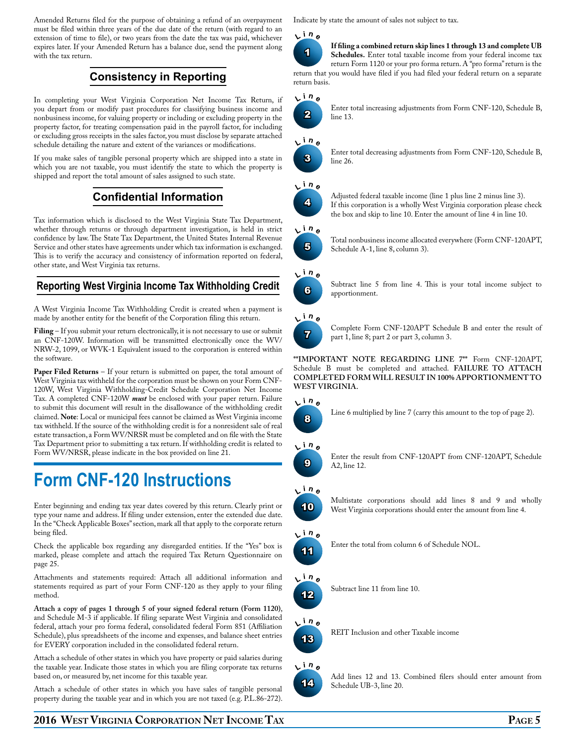Amended Returns filed for the purpose of obtaining a refund of an overpayment must be filed within three years of the due date of the return (with regard to an extension of time to file), or two years from the date the tax was paid, whichever expires later. If your Amended Return has a balance due, send the payment along with the tax return.

## Consistency in Reporting

In completing your West Virginia Corporation Net Income Tax Return, if you depart from or modify past procedures for classifying business income and nonbusiness income, for valuing property or including or excluding property in the property factor, for treating compensation paid in the payroll factor, for including or excluding gross receipts in the sales factor, you must disclose by separate attached schedule detailing the nature and extent of the variances or modifications.

If you make sales of tangible personal property which are shipped into a state in which you are not taxable, you must identify the state to which the property is shipped and report the total amount of sales assigned to such state.

## Confidential Information

Tax information which is disclosed to the West Virginia State Tax Department, whether through returns or through department investigation, is held in strict confidence by law. The State Tax Department, the United States Internal Revenue Service and other states have agreements under which tax information is exchanged. This is to verify the accuracy and consistency of information reported on federal, other state, and West Virginia tax returns.

## Reporting West Virginia Income Tax Withholding Credit

A West Virginia Income Tax Withholding Credit is created when a payment is made by another entity for the benefit of the Corporation filing this return.

**Filing** – If you submit your return electronically, it is not necessary to use or submit an CNF-120W. Information will be transmitted electronically once the WV/NRW-2, 1099, or WVK-1 Equivalent issued to the corporation is entered within the software.

**Paper Filed Returns** – If your return is submitted on paper, the total amount of West Virginia tax withheld for the corporation must be shown on your Form CNF-120W, West Virginia Withholding-Credit Schedule Corporation Net Income Tax. A completed CNF-120W ***must*** be enclosed with your paper return. Failure to submit this document will result in the disallowance of the withholding credit claimed. **Note**: Local or municipal fees cannot be claimed as West Virginia income tax withheld. If the source of the withholding credit is for a nonresident sale of real estate transaction, a Form WV/NRSR must be completed and on file with the State Tax Department prior to submitting a tax return. If withholding credit is related to Form WV/NRSR, please indicate in the box provided on line 21.

# Form CNF-120 Instructions

Enter beginning and ending tax year dates covered by this return. Clearly print or type your name and address. If filing under extension, enter the extended due date. In the "Check Applicable Boxes" section, mark all that apply to the corporate return being filed.

Check the applicable box regarding any disregarded entities. If the "Yes" box is marked, please complete and attach the required Tax Return Questionnaire on page 25.

Attachments and statements required: Attach all additional information and statements required as part of your Form CNF-120 as they apply to your filing method.

**Attach a copy of pages 1 through 5 of your signed federal return (Form 1120)**, and Schedule M-3 if applicable. If filing separate West Virginia and consolidated federal, attach your pro forma federal, consolidated federal Form 851 (Affiliation Schedule), plus spreadsheets of the income and expenses, and balance sheet entries for EVERY corporation included in the consolidated federal return.

Attach a schedule of other states in which you have property or paid salaries during the taxable year. Indicate those states in which you are filing corporate tax returns based on, or measured by, net income for this taxable year.

Attach a schedule of other states in which you have sales of tangible personal property during the taxable year and in which you are not taxed (e.g. P.L.86-272). Indicate by state the amount of sales not subject to tax.

**Line 1** **If filing a combined return skip lines 1 through 13 and complete UB Schedules.** Enter total taxable income from your federal income tax return Form 1120 or your pro forma return. A "pro forma" return is the return that you would have filed if you had filed your federal return on a separate return basis.

**Line 2** Enter total increasing adjustments from Form CNF-120, Schedule B, line 13.

**Line 3** Enter total decreasing adjustments from Form CNF-120, Schedule B, line 26.

**Line 4** Adjusted federal taxable income (line 1 plus line 2 minus line 3). If this corporation is a wholly West Virginia corporation please check the box and skip to line 10. Enter the amount of line 4 in line 10.

**Line 5** Total nonbusiness income allocated everywhere (Form CNF-120APT, Schedule A-1, line 8, column 3).

**Line 6** Subtract line 5 from line 4. This is your total income subject to apportionment.

**Line 7** Complete Form CNF-120APT Schedule B and enter the result of part 1, line 8; part 2 or part 3, column 3.

**\*\*IMPORTANT NOTE REGARDING LINE 7\*\*** Form CNF-120APT, Schedule B must be completed and attached. **FAILURE TO ATTACH COMPLETED FORM WILL RESULT IN 100% APPORTIONMENT TO WEST VIRGINIA.**

**Line 8** Line 6 multiplied by line 7 (carry this amount to the top of page 2).

**Line 9** Enter the result from CNF-120APT from CNF-120APT, Schedule A2, line 12.

**Line 10** Multistate corporations should add lines 8 and 9 and wholly West Virginia corporations should enter the amount from line 4.

**Line 11** Enter the total from column 6 of Schedule NOL.

**Line 12** Subtract line 11 from line 10.

**Line 13** REIT Inclusion and other Taxable income

**Line 14** Add lines 12 and 13. Combined filers should enter amount from Schedule UB-3, line 20.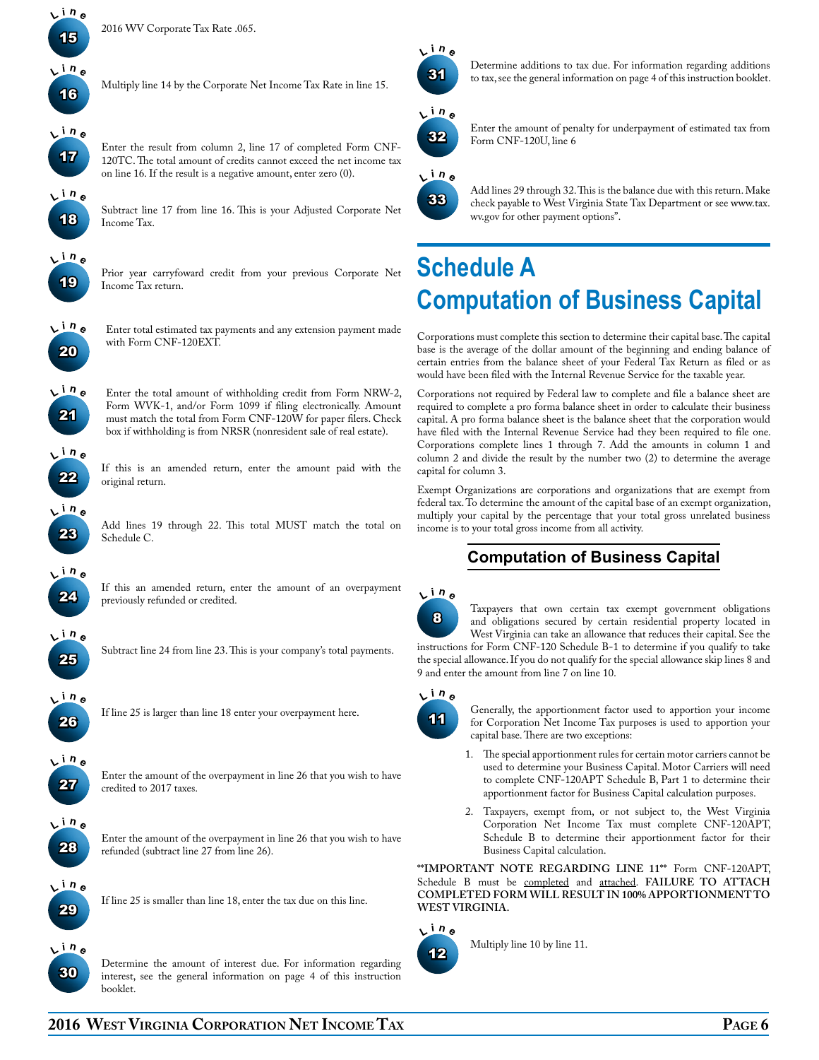**Line 15**

2016 WV Corporate Tax Rate .065.

**Line 16**

Multiply line 14 by the Corporate Net Income Tax Rate in line 15.

**Line 17**

Enter the result from column 2, line 17 of completed Form CNF-120TC. The total amount of credits cannot exceed the net income tax on line 16. If the result is a negative amount, enter zero (0).

**Line 18**

Subtract line 17 from line 16. This is your Adjusted Corporate Net Income Tax.

**Line 19**

Prior year carryfoward credit from your previous Corporate Net Income Tax return.

**Line 20**

Enter total estimated tax payments and any extension payment made with Form CNF-120EXT.

**Line 21**

Enter the total amount of withholding credit from Form NRW-2, Form WVK-1, and/or Form 1099 if filing electronically. Amount must match the total from Form CNF-120W for paper filers. Check box if withholding is from NRSR (nonresident sale of real estate).

**Line 22**

If this is an amended return, enter the amount paid with the original return.

**Line 23**

Add lines 19 through 22. This total MUST match the total on Schedule C.

**Line 24**

If this an amended return, enter the amount of an overpayment previously refunded or credited.

**Line 25**

Subtract line 24 from line 23. This is your company's total payments.

**Line 26**

If line 25 is larger than line 18 enter your overpayment here.

**Line 27**

Enter the amount of the overpayment in line 26 that you wish to have credited to 2017 taxes.

**Line 28**

Enter the amount of the overpayment in line 26 that you wish to have refunded (subtract line 27 from line 26).

**Line 29**

If line 25 is smaller than line 18, enter the tax due on this line.

**Line 30**

Determine the amount of interest due. For information regarding interest, see the general information on page 4 of this instruction booklet.

**Line 31**

Determine additions to tax due. For information regarding additions to tax, see the general information on page 4 of this instruction booklet.

**Line 32**

Enter the amount of penalty for underpayment of estimated tax from Form CNF-120U, line 6

**Line 33**

Add lines 29 through 32. This is the balance due with this return. Make check payable to West Virginia State Tax Department or see www.tax.wv.gov for other payment options".

# Schedule A Computation of Business Capital

Corporations must complete this section to determine their capital base. The capital base is the average of the dollar amount of the beginning and ending balance of certain entries from the balance sheet of your Federal Tax Return as filed or as would have been filed with the Internal Revenue Service for the taxable year.

Corporations not required by Federal law to complete and file a balance sheet are required to complete a pro forma balance sheet in order to calculate their business capital. A pro forma balance sheet is the balance sheet that the corporation would have filed with the Internal Revenue Service had they been required to file one. Corporations complete lines 1 through 7. Add the amounts in column 1 and column 2 and divide the result by the number two (2) to determine the average capital for column 3.

Exempt Organizations are corporations and organizations that are exempt from federal tax. To determine the amount of the capital base of an exempt organization, multiply your capital by the percentage that your total gross unrelated business income is to your total gross income from all activity.

## Computation of Business Capital

**Line 8**

Taxpayers that own certain tax exempt government obligations and obligations secured by certain residential property located in West Virginia can take an allowance that reduces their capital. See the instructions for Form CNF-120 Schedule B-1 to determine if you qualify to take the special allowance. If you do not qualify for the special allowance skip lines 8 and 9 and enter the amount from line 7 on line 10.

**Line 11**

Generally, the apportionment factor used to apportion your income for Corporation Net Income Tax purposes is used to apportion your capital base. There are two exceptions:

1. The special apportionment rules for certain motor carriers cannot be used to determine your Business Capital. Motor Carriers will need to complete CNF-120APT Schedule B, Part 1 to determine their apportionment factor for Business Capital calculation purposes.
2. Taxpayers, exempt from, or not subject to, the West Virginia Corporation Net Income Tax must complete CNF-120APT, Schedule B to determine their apportionment factor for their Business Capital calculation.

**\*\*IMPORTANT NOTE REGARDING LINE 11\*\*** Form CNF-120APT, Schedule B must be completed and attached. **FAILURE TO ATTACH COMPLETED FORM WILL RESULT IN 100% APPORTIONMENT TO WEST VIRGINIA.**

**Line 12**

Multiply line 10 by line 11.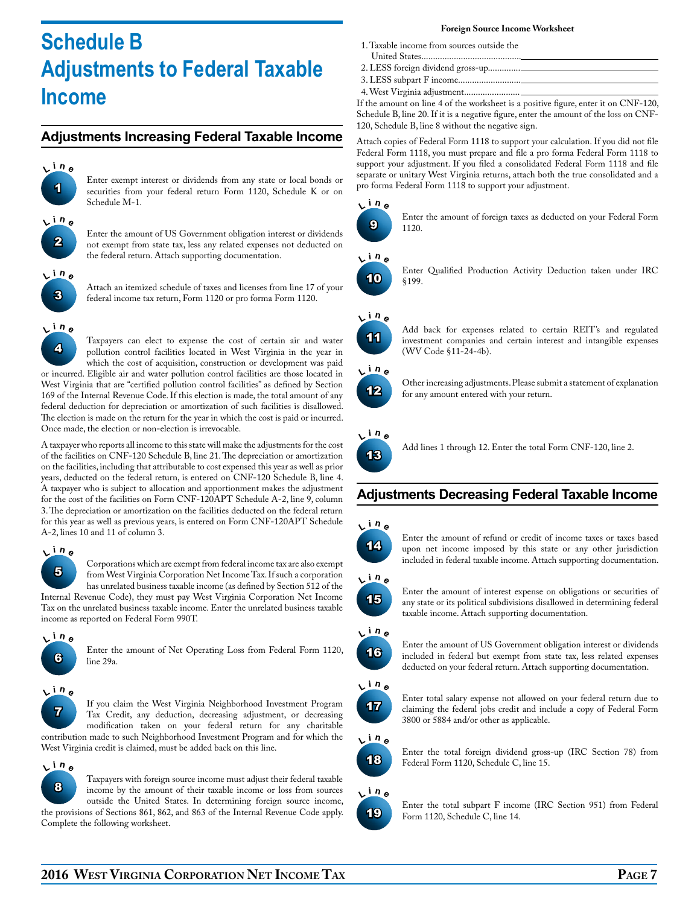# Schedule B Adjustments to Federal Taxable Income

## Adjustments Increasing Federal Taxable Income

**Line 1**

Enter exempt interest or dividends from any state or local bonds or securities from your federal return Form 1120, Schedule K or on Schedule M-1.

**Line 2**

Enter the amount of US Government obligation interest or dividends not exempt from state tax, less any related expenses not deducted on the federal return. Attach supporting documentation.

**Line 3**

Attach an itemized schedule of taxes and licenses from line 17 of your federal income tax return, Form 1120 or pro forma Form 1120.

**Line 4**

Taxpayers can elect to expense the cost of certain air and water pollution control facilities located in West Virginia in the year in which the cost of acquisition, construction or development was paid or incurred. Eligible air and water pollution control facilities are those located in West Virginia that are "certified pollution control facilities" as defined by Section 169 of the Internal Revenue Code. If this election is made, the total amount of any federal deduction for depreciation or amortization of such facilities is disallowed. The election is made on the return for the year in which the cost is paid or incurred. Once made, the election or non-election is irrevocable.

A taxpayer who reports all income to this state will make the adjustments for the cost of the facilities on CNF-120 Schedule B, line 21. The depreciation or amortization on the facilities, including that attributable to cost expensed this year as well as prior years, deducted on the federal return, is entered on CNF-120 Schedule B, line 4. A taxpayer who is subject to allocation and apportionment makes the adjustment for the cost of the facilities on Form CNF-120APT Schedule A-2, line 9, column 3. The depreciation or amortization on the facilities deducted on the federal return for this year as well as previous years, is entered on Form CNF-120APT Schedule A-2, lines 10 and 11 of column 3.

**Line 5**

Corporations which are exempt from federal income tax are also exempt from West Virginia Corporation Net Income Tax. If such a corporation has unrelated business taxable income (as defined by Section 512 of the Internal Revenue Code), they must pay West Virginia Corporation Net Income Tax on the unrelated business taxable income. Enter the unrelated business taxable income as reported on Federal Form 990T.

**Line 6**

Enter the amount of Net Operating Loss from Federal Form 1120, line 29a.

**Line 7**

If you claim the West Virginia Neighborhood Investment Program Tax Credit, any deduction, decreasing adjustment, or decreasing modification taken on your federal return for any charitable contribution made to such Neighborhood Investment Program and for which the West Virginia credit is claimed, must be added back on this line.

**Line 8**

Taxpayers with foreign source income must adjust their federal taxable income by the amount of their taxable income or loss from sources outside the United States. In determining foreign source income, the provisions of Sections 861, 862, and 863 of the Internal Revenue Code apply. Complete the following worksheet.

**Foreign Source Income Worksheet**

1. Taxable income from sources outside the United States.......................................... ______
2. LESS foreign dividend gross-up.............. ______
3. LESS subpart F income........................... ______
4. West Virginia adjustment........................ ______

If the amount on line 4 of the worksheet is a positive figure, enter it on CNF-120, Schedule B, line 20. If it is a negative figure, enter the amount of the loss on CNF-120, Schedule B, line 8 without the negative sign.

Attach copies of Federal Form 1118 to support your calculation. If you did not file Federal Form 1118, you must prepare and file a pro forma Federal Form 1118 to support your adjustment. If you filed a consolidated Federal Form 1118 and file separate or unitary West Virginia returns, attach both the true consolidated and a pro forma Federal Form 1118 to support your adjustment.

**Line 9**

Enter the amount of foreign taxes as deducted on your Federal Form 1120.

**Line 10**

Enter Qualified Production Activity Deduction taken under IRC §199.

**Line 11**

Add back for expenses related to certain REIT's and regulated investment companies and certain interest and intangible expenses (WV Code §11-24-4b).

**Line 12**

Other increasing adjustments. Please submit a statement of explanation for any amount entered with your return.

**Line 13**

Add lines 1 through 12. Enter the total Form CNF-120, line 2.

## Adjustments Decreasing Federal Taxable Income

**Line 14**

Enter the amount of refund or credit of income taxes or taxes based upon net income imposed by this state or any other jurisdiction included in federal taxable income. Attach supporting documentation.

**Line 15**

Enter the amount of interest expense on obligations or securities of any state or its political subdivisions disallowed in determining federal taxable income. Attach supporting documentation.

**Line 16**

Enter the amount of US Government obligation interest or dividends included in federal but exempt from state tax, less related expenses deducted on your federal return. Attach supporting documentation.

**Line 17**

Enter total salary expense not allowed on your federal return due to claiming the federal jobs credit and include a copy of Federal Form 3800 or 5884 and/or other as applicable.

**Line 18**

Enter the total foreign dividend gross-up (IRC Section 78) from Federal Form 1120, Schedule C, line 15.

**Line 19**

Enter the total subpart F income (IRC Section 951) from Federal Form 1120, Schedule C, line 14.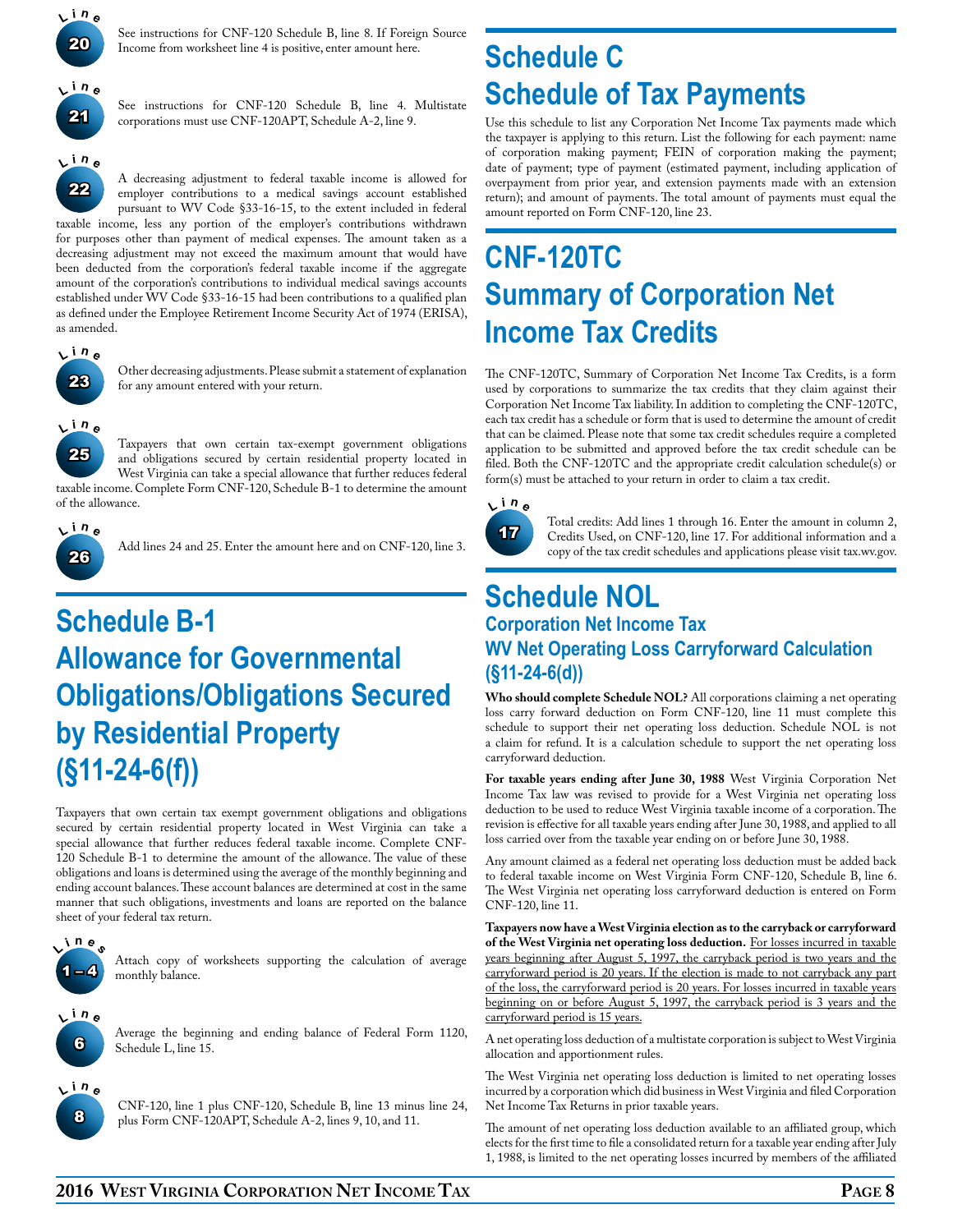**Line 20**

See instructions for CNF-120 Schedule B, line 8. If Foreign Source Income from worksheet line 4 is positive, enter amount here.

**Line 21**

See instructions for CNF-120 Schedule B, line 4. Multistate corporations must use CNF-120APT, Schedule A-2, line 9.

**Line 22**

A decreasing adjustment to federal taxable income is allowed for employer contributions to a medical savings account established pursuant to WV Code §33-16-15, to the extent included in federal taxable income, less any portion of the employer's contributions withdrawn for purposes other than payment of medical expenses. The amount taken as a decreasing adjustment may not exceed the maximum amount that would have been deducted from the corporation's federal taxable income if the aggregate amount of the corporation's contributions to individual medical savings accounts established under WV Code §33-16-15 had been contributions to a qualified plan as defined under the Employee Retirement Income Security Act of 1974 (ERISA), as amended.

**Line 23**

Other decreasing adjustments. Please submit a statement of explanation for any amount entered with your return.

**Line 25**

Taxpayers that own certain tax-exempt government obligations and obligations secured by certain residential property located in West Virginia can take a special allowance that further reduces federal taxable income. Complete Form CNF-120, Schedule B-1 to determine the amount of the allowance.

**Line 26**

Add lines 24 and 25. Enter the amount here and on CNF-120, line 3.

# Schedule B-1 Allowance for Governmental Obligations/Obligations Secured by Residential Property (§11-24-6(f))

Taxpayers that own certain tax exempt government obligations and obligations secured by certain residential property located in West Virginia can take a special allowance that further reduces federal taxable income. Complete CNF-120 Schedule B-1 to determine the amount of the allowance. The value of these obligations and loans is determined using the average of the monthly beginning and ending account balances. These account balances are determined at cost in the same manner that such obligations, investments and loans are reported on the balance sheet of your federal tax return.

**Lines 1 – 4**

Attach copy of worksheets supporting the calculation of average monthly balance.

**Line 6**

Average the beginning and ending balance of Federal Form 1120, Schedule L, line 15.

**Line 8**

CNF-120, line 1 plus CNF-120, Schedule B, line 13 minus line 24, plus Form CNF-120APT, Schedule A-2, lines 9, 10, and 11.

# Schedule C Schedule of Tax Payments

Use this schedule to list any Corporation Net Income Tax payments made which the taxpayer is applying to this return. List the following for each payment: name of corporation making payment; FEIN of corporation making the payment; date of payment; type of payment (estimated payment, including application of overpayment from prior year, and extension payments made with an extension return); and amount of payments. The total amount of payments must equal the amount reported on Form CNF-120, line 23.

# CNF-120TC Summary of Corporation Net Income Tax Credits

The CNF-120TC, Summary of Corporation Net Income Tax Credits, is a form used by corporations to summarize the tax credits that they claim against their Corporation Net Income Tax liability. In addition to completing the CNF-120TC, each tax credit has a schedule or form that is used to determine the amount of credit that can be claimed. Please note that some tax credit schedules require a completed application to be submitted and approved before the tax credit schedule can be filed. Both the CNF-120TC and the appropriate credit calculation schedule(s) or form(s) must be attached to your return in order to claim a tax credit.

**Line 17**

Total credits: Add lines 1 through 16. Enter the amount in column 2, Credits Used, on CNF-120, line 17. For additional information and a copy of the tax credit schedules and applications please visit tax.wv.gov.

# Schedule NOL

## Corporation Net Income Tax

## WV Net Operating Loss Carryforward Calculation (§11-24-6(d))

**Who should complete Schedule NOL?** All corporations claiming a net operating loss carry forward deduction on Form CNF-120, line 11 must complete this schedule to support their net operating loss deduction. Schedule NOL is not a claim for refund. It is a calculation schedule to support the net operating loss carryforward deduction.

**For taxable years ending after June 30, 1988** West Virginia Corporation Net Income Tax law was revised to provide for a West Virginia net operating loss deduction to be used to reduce West Virginia taxable income of a corporation. The revision is effective for all taxable years ending after June 30, 1988, and applied to all loss carried over from the taxable year ending on or before June 30, 1988.

Any amount claimed as a federal net operating loss deduction must be added back to federal taxable income on West Virginia Form CNF-120, Schedule B, line 6. The West Virginia net operating loss carryforward deduction is entered on Form CNF-120, line 11.

**Taxpayers now have a West Virginia election as to the carryback or carryforward of the West Virginia net operating loss deduction.** For losses incurred in taxable years beginning after August 5, 1997, the carryback period is two years and the carryforward period is 20 years. If the election is made to not carryback any part of the loss, the carryforward period is 20 years. For losses incurred in taxable years beginning on or before August 5, 1997, the carryback period is 3 years and the carryforward period is 15 years.

A net operating loss deduction of a multistate corporation is subject to West Virginia allocation and apportionment rules.

The West Virginia net operating loss deduction is limited to net operating losses incurred by a corporation which did business in West Virginia and filed Corporation Net Income Tax Returns in prior taxable years.

The amount of net operating loss deduction available to an affiliated group, which elects for the first time to file a consolidated return for a taxable year ending after July 1, 1988, is limited to the net operating losses incurred by members of the affiliated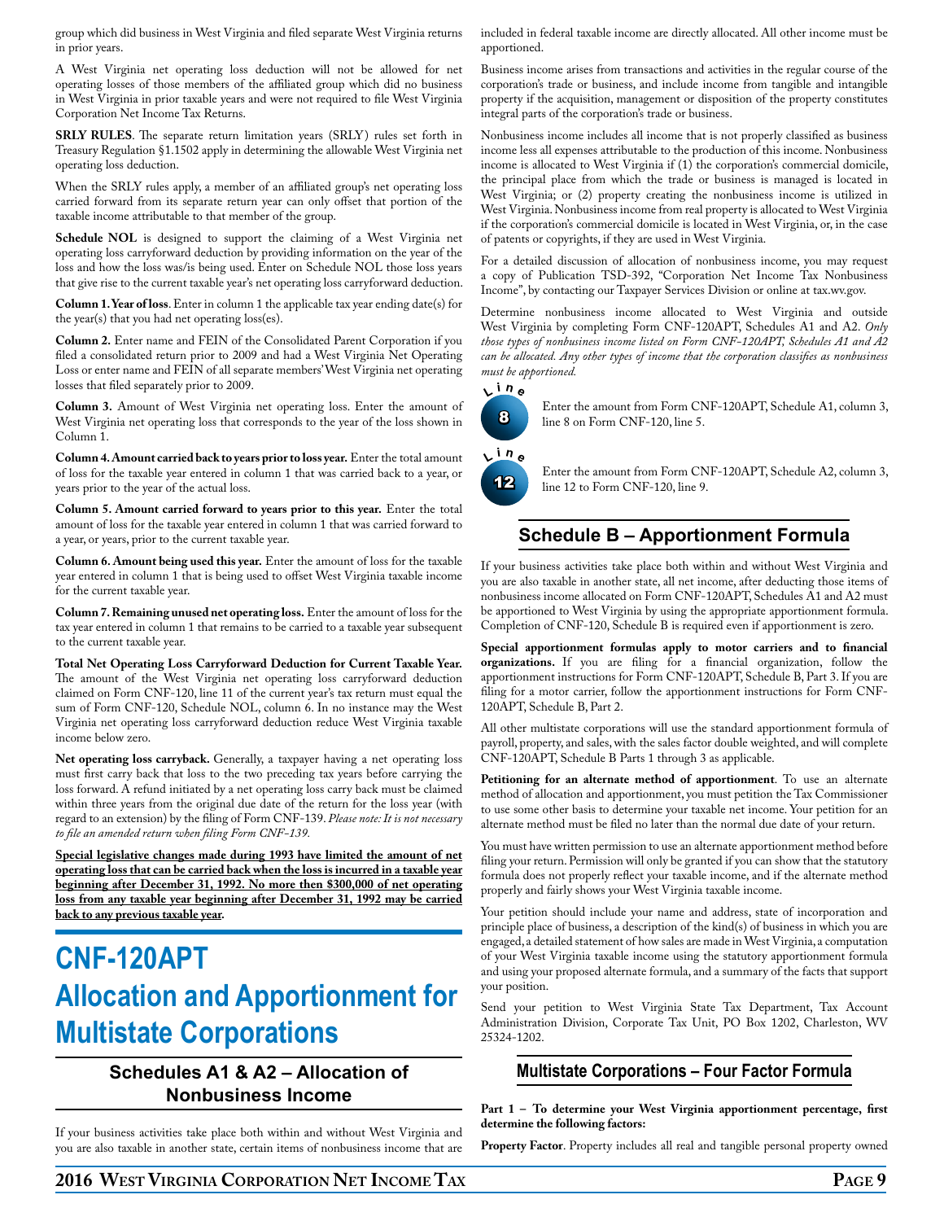group which did business in West Virginia and filed separate West Virginia returns in prior years.

A West Virginia net operating loss deduction will not be allowed for net operating losses of those members of the affiliated group which did no business in West Virginia in prior taxable years and were not required to file West Virginia Corporation Net Income Tax Returns.

**SRLY RULES**. The separate return limitation years (SRLY) rules set forth in Treasury Regulation §1.1502 apply in determining the allowable West Virginia net operating loss deduction.

When the SRLY rules apply, a member of an affiliated group's net operating loss carried forward from its separate return year can only offset that portion of the taxable income attributable to that member of the group.

**Schedule NOL** is designed to support the claiming of a West Virginia net operating loss carryforward deduction by providing information on the year of the loss and how the loss was/is being used. Enter on Schedule NOL those loss years that give rise to the current taxable year's net operating loss carryforward deduction.

**Column 1. Year of loss**. Enter in column 1 the applicable tax year ending date(s) for the year(s) that you had net operating loss(es).

**Column 2.** Enter name and FEIN of the Consolidated Parent Corporation if you filed a consolidated return prior to 2009 and had a West Virginia Net Operating Loss or enter name and FEIN of all separate members' West Virginia net operating losses that filed separately prior to 2009.

**Column 3.** Amount of West Virginia net operating loss. Enter the amount of West Virginia net operating loss that corresponds to the year of the loss shown in Column 1.

**Column 4. Amount carried back to years prior to loss year.** Enter the total amount of loss for the taxable year entered in column 1 that was carried back to a year, or years prior to the year of the actual loss.

**Column 5. Amount carried forward to years prior to this year.** Enter the total amount of loss for the taxable year entered in column 1 that was carried forward to a year, or years, prior to the current taxable year.

**Column 6. Amount being used this year.** Enter the amount of loss for the taxable year entered in column 1 that is being used to offset West Virginia taxable income for the current taxable year.

**Column 7. Remaining unused net operating loss.** Enter the amount of loss for the tax year entered in column 1 that remains to be carried to a taxable year subsequent to the current taxable year.

**Total Net Operating Loss Carryforward Deduction for Current Taxable Year.** The amount of the West Virginia net operating loss carryforward deduction claimed on Form CNF-120, line 11 of the current year's tax return must equal the sum of Form CNF-120, Schedule NOL, column 6. In no instance may the West Virginia net operating loss carryforward deduction reduce West Virginia taxable income below zero.

**Net operating loss carryback.** Generally, a taxpayer having a net operating loss must first carry back that loss to the two preceding tax years before carrying the loss forward. A refund initiated by a net operating loss carry back must be claimed within three years from the original due date of the return for the loss year (with regard to an extension) by the filing of Form CNF-139. *Please note: It is not necessary to file an amended return when filing Form CNF-139.*

**Special legislative changes made during 1993 have limited the amount of net operating loss that can be carried back when the loss is incurred in a taxable year beginning after December 31, 1992. No more then $300,000 of net operating loss from any taxable year beginning after December 31, 1992 may be carried back to any previous taxable year.**

# CNF-120APT Allocation and Apportionment for Multistate Corporations

## Schedules A1 & A2 – Allocation of Nonbusiness Income

If your business activities take place both within and without West Virginia and you are also taxable in another state, certain items of nonbusiness income that are included in federal taxable income are directly allocated. All other income must be apportioned.

Business income arises from transactions and activities in the regular course of the corporation's trade or business, and include income from tangible and intangible property if the acquisition, management or disposition of the property constitutes integral parts of the corporation's trade or business.

Nonbusiness income includes all income that is not properly classified as business income less all expenses attributable to the production of this income. Nonbusiness income is allocated to West Virginia if (1) the corporation's commercial domicile, the principal place from which the trade or business is managed is located in West Virginia; or (2) property creating the nonbusiness income is utilized in West Virginia. Nonbusiness income from real property is allocated to West Virginia if the corporation's commercial domicile is located in West Virginia, or, in the case of patents or copyrights, if they are used in West Virginia.

For a detailed discussion of allocation of nonbusiness income, you may request a copy of Publication TSD-392, "Corporation Net Income Tax Nonbusiness Income", by contacting our Taxpayer Services Division or online at tax.wv.gov.

Determine nonbusiness income allocated to West Virginia and outside West Virginia by completing Form CNF-120APT, Schedules A1 and A2. *Only those types of nonbusiness income listed on Form CNF-120APT, Schedules A1 and A2 can be allocated. Any other types of income that the corporation classifies as nonbusiness must be apportioned.*

**Line 8** Enter the amount from Form CNF-120APT, Schedule A1, column 3, line 8 on Form CNF-120, line 5.

**Line 12** Enter the amount from Form CNF-120APT, Schedule A2, column 3, line 12 to Form CNF-120, line 9.

## Schedule B – Apportionment Formula

If your business activities take place both within and without West Virginia and you are also taxable in another state, all net income, after deducting those items of nonbusiness income allocated on Form CNF-120APT, Schedules A1 and A2 must be apportioned to West Virginia by using the appropriate apportionment formula. Completion of CNF-120, Schedule B is required even if apportionment is zero.

**Special apportionment formulas apply to motor carriers and to financial organizations.** If you are filing for a financial organization, follow the apportionment instructions for Form CNF-120APT, Schedule B, Part 3. If you are filing for a motor carrier, follow the apportionment instructions for Form CNF-120APT, Schedule B, Part 2.

All other multistate corporations will use the standard apportionment formula of payroll, property, and sales, with the sales factor double weighted, and will complete CNF-120APT, Schedule B Parts 1 through 3 as applicable.

**Petitioning for an alternate method of apportionment**. To use an alternate method of allocation and apportionment, you must petition the Tax Commissioner to use some other basis to determine your taxable net income. Your petition for an alternate method must be filed no later than the normal due date of your return.

You must have written permission to use an alternate apportionment method before filing your return. Permission will only be granted if you can show that the statutory formula does not properly reflect your taxable income, and if the alternate method properly and fairly shows your West Virginia taxable income.

Your petition should include your name and address, state of incorporation and principle place of business, a description of the kind(s) of business in which you are engaged, a detailed statement of how sales are made in West Virginia, a computation of your West Virginia taxable income using the statutory apportionment formula and using your proposed alternate formula, and a summary of the facts that support your position.

Send your petition to West Virginia State Tax Department, Tax Account Administration Division, Corporate Tax Unit, PO Box 1202, Charleston, WV 25324-1202.

## Multistate Corporations – Four Factor Formula

**Part 1 – To determine your West Virginia apportionment percentage, first determine the following factors:**

**Property Factor**. Property includes all real and tangible personal property owned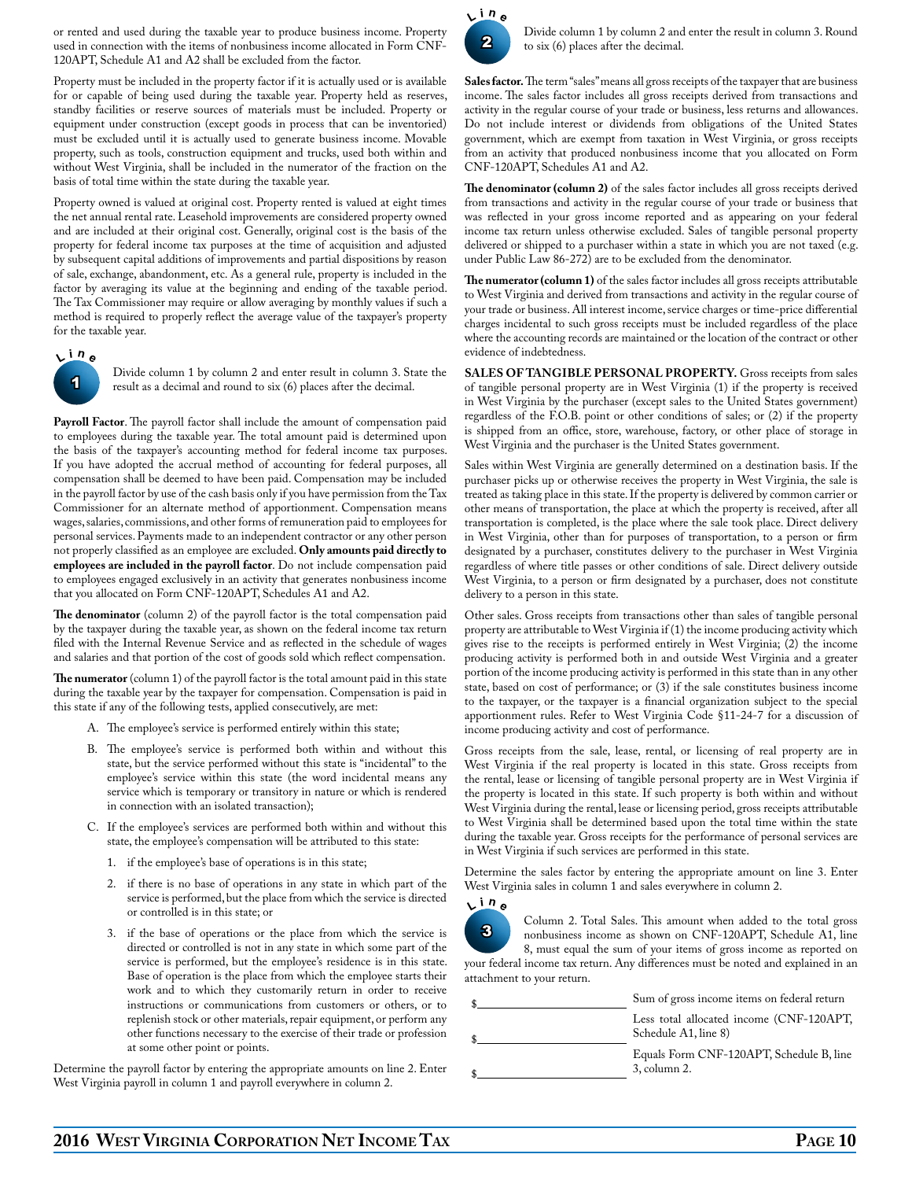or rented and used during the taxable year to produce business income. Property used in connection with the items of nonbusiness income allocated in Form CNF-120APT, Schedule A1 and A2 shall be excluded from the factor.

Property must be included in the property factor if it is actually used or is available for or capable of being used during the taxable year. Property held as reserves, standby facilities or reserve sources of materials must be included. Property or equipment under construction (except goods in process that can be inventoried) must be excluded until it is actually used to generate business income. Movable property, such as tools, construction equipment and trucks, used both within and without West Virginia, shall be included in the numerator of the fraction on the basis of total time within the state during the taxable year.

Property owned is valued at original cost. Property rented is valued at eight times the net annual rental rate. Leasehold improvements are considered property owned and are included at their original cost. Generally, original cost is the basis of the property for federal income tax purposes at the time of acquisition and adjusted by subsequent capital additions of improvements and partial dispositions by reason of sale, exchange, abandonment, etc. As a general rule, property is included in the factor by averaging its value at the beginning and ending of the taxable period. The Tax Commissioner may require or allow averaging by monthly values if such a method is required to properly reflect the average value of the taxpayer's property for the taxable year.

**Line 1** Divide column 1 by column 2 and enter result in column 3. State the result as a decimal and round to six (6) places after the decimal.

**Payroll Factor**. The payroll factor shall include the amount of compensation paid to employees during the taxable year. The total amount paid is determined upon the basis of the taxpayer's accounting method for federal income tax purposes. If you have adopted the accrual method of accounting for federal purposes, all compensation shall be deemed to have been paid. Compensation may be included in the payroll factor by use of the cash basis only if you have permission from the Tax Commissioner for an alternate method of apportionment. Compensation means wages, salaries, commissions, and other forms of remuneration paid to employees for personal services. Payments made to an independent contractor or any other person not properly classified as an employee are excluded. **Only amounts paid directly to employees are included in the payroll factor**. Do not include compensation paid to employees engaged exclusively in an activity that generates nonbusiness income that you allocated on Form CNF-120APT, Schedules A1 and A2.

**The denominator** (column 2) of the payroll factor is the total compensation paid by the taxpayer during the taxable year, as shown on the federal income tax return filed with the Internal Revenue Service and as reflected in the schedule of wages and salaries and that portion of the cost of goods sold which reflect compensation.

**The numerator** (column 1) of the payroll factor is the total amount paid in this state during the taxable year by the taxpayer for compensation. Compensation is paid in this state if any of the following tests, applied consecutively, are met:

A. The employee's service is performed entirely within this state;

B. The employee's service is performed both within and without this state, but the service performed without this state is "incidental" to the employee's service within this state (the word incidental means any service which is temporary or transitory in nature or which is rendered in connection with an isolated transaction);

C. If the employee's services are performed both within and without this state, the employee's compensation will be attributed to this state:

   1. if the employee's base of operations is in this state;

   2. if there is no base of operations in any state in which part of the service is performed, but the place from which the service is directed or controlled is in this state; or

   3. if the base of operations or the place from which the service is directed or controlled is not in any state in which some part of the service is performed, but the employee's residence is in this state. Base of operation is the place from which the employee starts their work and to which they customarily return in order to receive instructions or communications from customers or others, or to replenish stock or other materials, repair equipment, or perform any other functions necessary to the exercise of their trade or profession at some other point or points.

Determine the payroll factor by entering the appropriate amounts on line 2. Enter West Virginia payroll in column 1 and payroll everywhere in column 2.

**Line 2** Divide column 1 by column 2 and enter the result in column 3. Round to six (6) places after the decimal.

**Sales factor.** The term "sales" means all gross receipts of the taxpayer that are business income. The sales factor includes all gross receipts derived from transactions and activity in the regular course of your trade or business, less returns and allowances. Do not include interest or dividends from obligations of the United States government, which are exempt from taxation in West Virginia, or gross receipts from an activity that produced nonbusiness income that you allocated on Form CNF-120APT, Schedules A1 and A2.

**The denominator (column 2)** of the sales factor includes all gross receipts derived from transactions and activity in the regular course of your trade or business that was reflected in your gross income reported and as appearing on your federal income tax return unless otherwise excluded. Sales of tangible personal property delivered or shipped to a purchaser within a state in which you are not taxed (e.g. under Public Law 86-272) are to be excluded from the denominator.

**The numerator (column 1)** of the sales factor includes all gross receipts attributable to West Virginia and derived from transactions and activity in the regular course of your trade or business. All interest income, service charges or time-price differential charges incidental to such gross receipts must be included regardless of the place where the accounting records are maintained or the location of the contract or other evidence of indebtedness.

**SALES OF TANGIBLE PERSONAL PROPERTY.** Gross receipts from sales of tangible personal property are in West Virginia (1) if the property is received in West Virginia by the purchaser (except sales to the United States government) regardless of the F.O.B. point or other conditions of sales; or (2) if the property is shipped from an office, store, warehouse, factory, or other place of storage in West Virginia and the purchaser is the United States government.

Sales within West Virginia are generally determined on a destination basis. If the purchaser picks up or otherwise receives the property in West Virginia, the sale is treated as taking place in this state. If the property is delivered by common carrier or other means of transportation, the place at which the property is received, after all transportation is completed, is the place where the sale took place. Direct delivery in West Virginia, other than for purposes of transportation, to a person or firm designated by a purchaser, constitutes delivery to the purchaser in West Virginia regardless of where title passes or other conditions of sale. Direct delivery outside West Virginia, to a person or firm designated by a purchaser, does not constitute delivery to a person in this state.

Other sales. Gross receipts from transactions other than sales of tangible personal property are attributable to West Virginia if (1) the income producing activity which gives rise to the receipts is performed entirely in West Virginia; (2) the income producing activity is performed both in and outside West Virginia and a greater portion of the income producing activity is performed in this state than in any other state, based on cost of performance; or (3) if the sale constitutes business income to the taxpayer, or the taxpayer is a financial organization subject to the special apportionment rules. Refer to West Virginia Code §11-24-7 for a discussion of income producing activity and cost of performance.

Gross receipts from the sale, lease, rental, or licensing of real property are in West Virginia if the real property is located in this state. Gross receipts from the rental, lease or licensing of tangible personal property are in West Virginia if the property is located in this state. If such property is both within and without West Virginia during the rental, lease or licensing period, gross receipts attributable to West Virginia shall be determined based upon the total time within the state during the taxable year. Gross receipts for the performance of personal services are in West Virginia if such services are performed in this state.

Determine the sales factor by entering the appropriate amount on line 3. Enter West Virginia sales in column 1 and sales everywhere in column 2.

**Line 3** Column 2. Total Sales. This amount when added to the total gross nonbusiness income as shown on CNF-120APT, Schedule A1, line 8, must equal the sum of your items of gross income as reported on your federal income tax return. Any differences must be noted and explained in an attachment to your return.

$\_\_\_\_\_\_\_\_\_\_\_\_\_\_\_\_\_\_\_\_ Sum of gross income items on federal return

$\_\_\_\_\_\_\_\_\_\_\_\_\_\_\_\_\_\_\_\_ Less total allocated income (CNF-120APT, Schedule A1, line 8)

$\_\_\_\_\_\_\_\_\_\_\_\_\_\_\_\_\_\_\_\_ Equals Form CNF-120APT, Schedule B, line 3, column 2.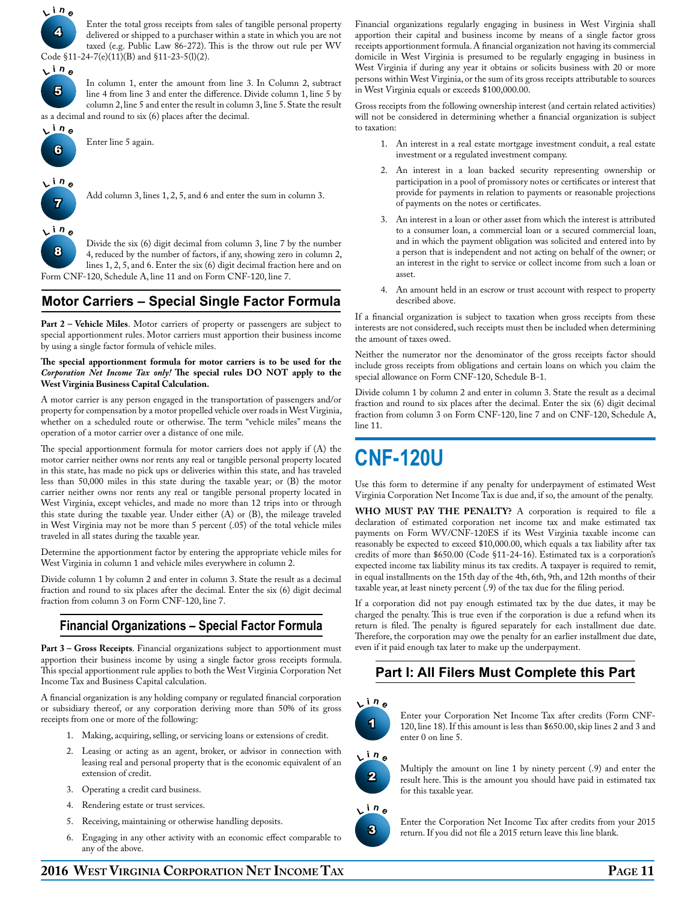**Line 4** Enter the total gross receipts from sales of tangible personal property delivered or shipped to a purchaser within a state in which you are not taxed (e.g. Public Law 86-272). This is the throw out rule per WV Code §11-24-7(e)(11)(B) and §11-23-5(l)(2).

**Line 5** In column 1, enter the amount from line 3. In Column 2, subtract line 4 from line 3 and enter the difference. Divide column 1, line 5 by column 2, line 5 and enter the result in column 3, line 5. State the result as a decimal and round to six (6) places after the decimal.

**Line 6** Enter line 5 again.

**Line 7** Add column 3, lines 1, 2, 5, and 6 and enter the sum in column 3.

**Line 8** Divide the six (6) digit decimal from column 3, line 7 by the number 4, reduced by the number of factors, if any, showing zero in column 2, lines 1, 2, 5, and 6. Enter the six (6) digit decimal fraction here and on Form CNF-120, Schedule A, line 11 and on Form CNF-120, line 7.

## Motor Carriers – Special Single Factor Formula

**Part 2 – Vehicle Miles**. Motor carriers of property or passengers are subject to special apportionment rules. Motor carriers must apportion their business income by using a single factor formula of vehicle miles.

**The special apportionment formula for motor carriers is to be used for the *Corporation Net Income Tax only!* The special rules DO NOT apply to the West Virginia Business Capital Calculation.**

A motor carrier is any person engaged in the transportation of passengers and/or property for compensation by a motor propelled vehicle over roads in West Virginia, whether on a scheduled route or otherwise. The term "vehicle miles" means the operation of a motor carrier over a distance of one mile.

The special apportionment formula for motor carriers does not apply if (A) the motor carrier neither owns nor rents any real or tangible personal property located in this state, has made no pick ups or deliveries within this state, and has traveled less than 50,000 miles in this state during the taxable year; or (B) the motor carrier neither owns nor rents any real or tangible personal property located in West Virginia, except vehicles, and made no more than 12 trips into or through this state during the taxable year. Under either (A) or (B), the mileage traveled in West Virginia may not be more than 5 percent (.05) of the total vehicle miles traveled in all states during the taxable year.

Determine the apportionment factor by entering the appropriate vehicle miles for West Virginia in column 1 and vehicle miles everywhere in column 2.

Divide column 1 by column 2 and enter in column 3. State the result as a decimal fraction and round to six places after the decimal. Enter the six (6) digit decimal fraction from column 3 on Form CNF-120, line 7.

## Financial Organizations – Special Factor Formula

**Part 3 – Gross Receipts**. Financial organizations subject to apportionment must apportion their business income by using a single factor gross receipts formula. This special apportionment rule applies to both the West Virginia Corporation Net Income Tax and Business Capital calculation.

A financial organization is any holding company or regulated financial corporation or subsidiary thereof, or any corporation deriving more than 50% of its gross receipts from one or more of the following:

1. Making, acquiring, selling, or servicing loans or extensions of credit.
2. Leasing or acting as an agent, broker, or advisor in connection with leasing real and personal property that is the economic equivalent of an extension of credit.
3. Operating a credit card business.
4. Rendering estate or trust services.
5. Receiving, maintaining or otherwise handling deposits.
6. Engaging in any other activity with an economic effect comparable to any of the above.

Financial organizations regularly engaging in business in West Virginia shall apportion their capital and business income by means of a single factor gross receipts apportionment formula. A financial organization not having its commercial domicile in West Virginia is presumed to be regularly engaging in business in West Virginia if during any year it obtains or solicits business with 20 or more persons within West Virginia, or the sum of its gross receipts attributable to sources in West Virginia equals or exceeds $100,000.00.

Gross receipts from the following ownership interest (and certain related activities) will not be considered in determining whether a financial organization is subject to taxation:

1. An interest in a real estate mortgage investment conduit, a real estate investment or a regulated investment company.
2. An interest in a loan backed security representing ownership or participation in a pool of promissory notes or certificates or interest that provide for payments in relation to payments or reasonable projections of payments on the notes or certificates.
3. An interest in a loan or other asset from which the interest is attributed to a consumer loan, a commercial loan or a secured commercial loan, and in which the payment obligation was solicited and entered into by a person that is independent and not acting on behalf of the owner; or an interest in the right to service or collect income from such a loan or asset.
4. An amount held in an escrow or trust account with respect to property described above.

If a financial organization is subject to taxation when gross receipts from these interests are not considered, such receipts must then be included when determining the amount of taxes owed.

Neither the numerator nor the denominator of the gross receipts factor should include gross receipts from obligations and certain loans on which you claim the special allowance on Form CNF-120, Schedule B-1.

Divide column 1 by column 2 and enter in column 3. State the result as a decimal fraction and round to six places after the decimal. Enter the six (6) digit decimal fraction from column 3 on Form CNF-120, line 7 and on CNF-120, Schedule A, line 11.

# CNF-120U

Use this form to determine if any penalty for underpayment of estimated West Virginia Corporation Net Income Tax is due and, if so, the amount of the penalty.

**WHO MUST PAY THE PENALTY?** A corporation is required to file a declaration of estimated corporation net income tax and make estimated tax payments on Form WV/CNF-120ES if its West Virginia taxable income can reasonably be expected to exceed $10,000.00, which equals a tax liability after tax credits of more than $650.00 (Code §11-24-16). Estimated tax is a corporation's expected income tax liability minus its tax credits. A taxpayer is required to remit, in equal installments on the 15th day of the 4th, 6th, 9th, and 12th months of their taxable year, at least ninety percent (.9) of the tax due for the filing period.

If a corporation did not pay enough estimated tax by the due dates, it may be charged the penalty. This is true even if the corporation is due a refund when its return is filed. The penalty is figured separately for each installment due date. Therefore, the corporation may owe the penalty for an earlier installment due date, even if it paid enough tax later to make up the underpayment.

## Part I: All Filers Must Complete this Part

**Line 1** Enter your Corporation Net Income Tax after credits (Form CNF-120, line 18). If this amount is less than $650.00, skip lines 2 and 3 and enter 0 on line 5.

**Line 2** Multiply the amount on line 1 by ninety percent (.9) and enter the result here. This is the amount you should have paid in estimated tax for this taxable year.

**Line 3** Enter the Corporation Net Income Tax after credits from your 2015 return. If you did not file a 2015 return leave this line blank.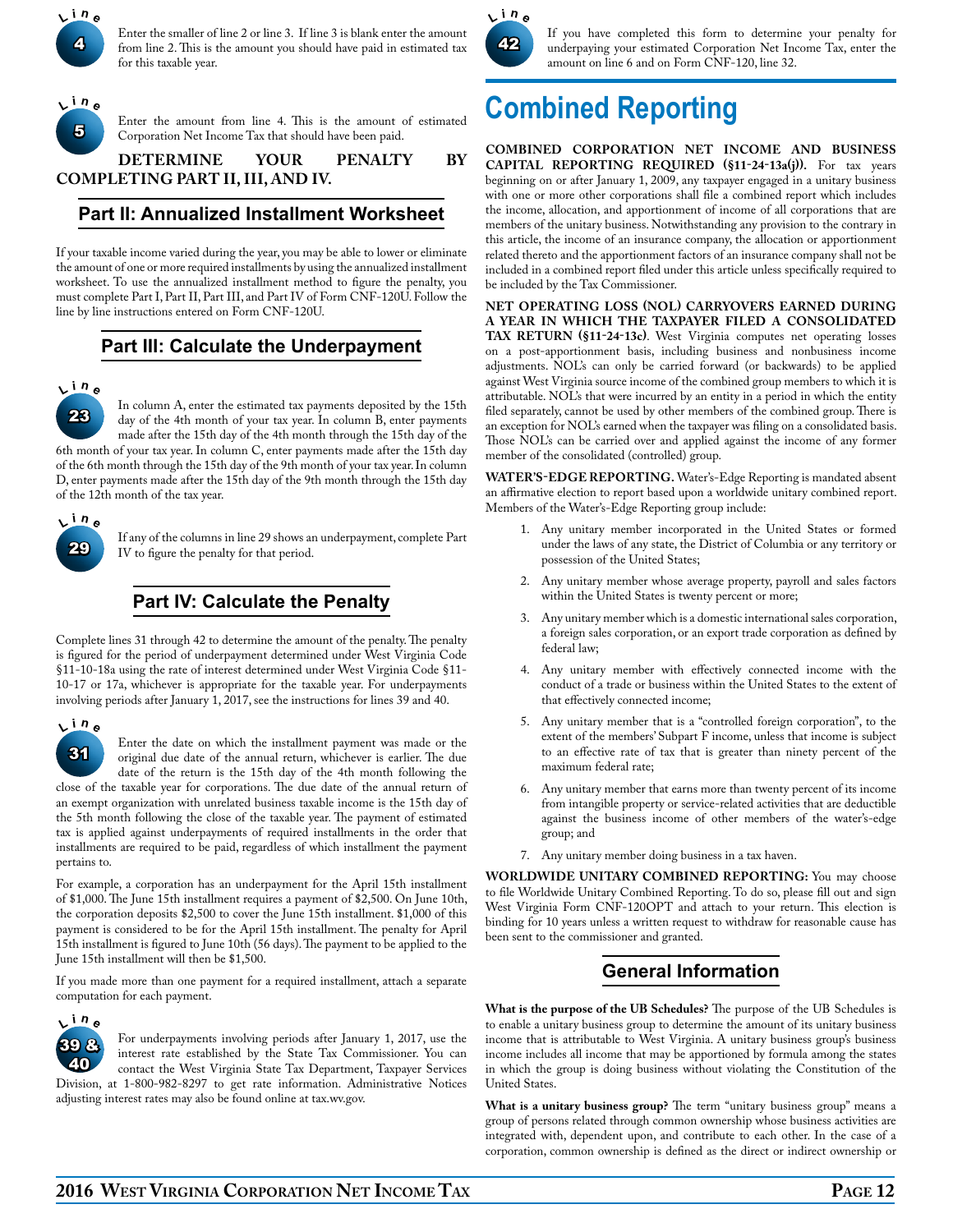**Line 4** Enter the smaller of line 2 or line 3. If line 3 is blank enter the amount from line 2. This is the amount you should have paid in estimated tax for this taxable year.

**Line 5** Enter the amount from line 4. This is the amount of estimated Corporation Net Income Tax that should have been paid.

**DETERMINE YOUR PENALTY BY COMPLETING PART II, III, AND IV.**

## Part II: Annualized Installment Worksheet

If your taxable income varied during the year, you may be able to lower or eliminate the amount of one or more required installments by using the annualized installment worksheet. To use the annualized installment method to figure the penalty, you must complete Part I, Part II, Part III, and Part IV of Form CNF-120U. Follow the line by line instructions entered on Form CNF-120U.

## Part III: Calculate the Underpayment

**Line 23** In column A, enter the estimated tax payments deposited by the 15th day of the 4th month of your tax year. In column B, enter payments made after the 15th day of the 4th month through the 15th day of the 6th month of your tax year. In column C, enter payments made after the 15th day of the 6th month through the 15th day of the 9th month of your tax year. In column D, enter payments made after the 15th day of the 9th month through the 15th day of the 12th month of the tax year.

**Line 29** If any of the columns in line 29 shows an underpayment, complete Part IV to figure the penalty for that period.

## Part IV: Calculate the Penalty

Complete lines 31 through 42 to determine the amount of the penalty. The penalty is figured for the period of underpayment determined under West Virginia Code §11-10-18a using the rate of interest determined under West Virginia Code §11-10-17 or 17a, whichever is appropriate for the taxable year. For underpayments involving periods after January 1, 2017, see the instructions for lines 39 and 40.

**Line 31** Enter the date on which the installment payment was made or the original due date of the annual return, whichever is earlier. The due date of the return is the 15th day of the 4th month following the close of the taxable year for corporations. The due date of the annual return of an exempt organization with unrelated business taxable income is the 15th day of the 5th month following the close of the taxable year. The payment of estimated tax is applied against underpayments of required installments in the order that installments are required to be paid, regardless of which installment the payment pertains to.

For example, a corporation has an underpayment for the April 15th installment of $1,000. The June 15th installment requires a payment of $2,500. On June 10th, the corporation deposits $2,500 to cover the June 15th installment. $1,000 of this payment is considered to be for the April 15th installment. The penalty for April 15th installment is figured to June 10th (56 days). The payment to be applied to the June 15th installment will then be $1,500.

If you made more than one payment for a required installment, attach a separate computation for each payment.

**Line 39 & 40** For underpayments involving periods after January 1, 2017, use the interest rate established by the State Tax Commissioner. You can contact the West Virginia State Tax Department, Taxpayer Services Division, at 1-800-982-8297 to get rate information. Administrative Notices adjusting interest rates may also be found online at tax.wv.gov.

**Line 42** If you have completed this form to determine your penalty for underpaying your estimated Corporation Net Income Tax, enter the amount on line 6 and on Form CNF-120, line 32.

# Combined Reporting

**COMBINED CORPORATION NET INCOME AND BUSINESS CAPITAL REPORTING REQUIRED (§11-24-13a(j)).** For tax years beginning on or after January 1, 2009, any taxpayer engaged in a unitary business with one or more other corporations shall file a combined report which includes the income, allocation, and apportionment of income of all corporations that are members of the unitary business. Notwithstanding any provision to the contrary in this article, the income of an insurance company, the allocation or apportionment related thereto and the apportionment factors of an insurance company shall not be included in a combined report filed under this article unless specifically required to be included by the Tax Commissioner.

**NET OPERATING LOSS (NOL) CARRYOVERS EARNED DURING A YEAR IN WHICH THE TAXPAYER FILED A CONSOLIDATED TAX RETURN (§11-24-13c).** West Virginia computes net operating losses on a post-apportionment basis, including business and nonbusiness income adjustments. NOL's can only be carried forward (or backwards) to be applied against West Virginia source income of the combined group members to which it is attributable. NOL's that were incurred by an entity in a period in which the entity filed separately, cannot be used by other members of the combined group. There is an exception for NOL's earned when the taxpayer was filing on a consolidated basis. Those NOL's can be carried over and applied against the income of any former member of the consolidated (controlled) group.

**WATER'S-EDGE REPORTING.** Water's-Edge Reporting is mandated absent an affirmative election to report based upon a worldwide unitary combined report. Members of the Water's-Edge Reporting group include:

1. Any unitary member incorporated in the United States or formed under the laws of any state, the District of Columbia or any territory or possession of the United States;
2. Any unitary member whose average property, payroll and sales factors within the United States is twenty percent or more;
3. Any unitary member which is a domestic international sales corporation, a foreign sales corporation, or an export trade corporation as defined by federal law;
4. Any unitary member with effectively connected income with the conduct of a trade or business within the United States to the extent of that effectively connected income;
5. Any unitary member that is a "controlled foreign corporation", to the extent of the members' Subpart F income, unless that income is subject to an effective rate of tax that is greater than ninety percent of the maximum federal rate;
6. Any unitary member that earns more than twenty percent of its income from intangible property or service-related activities that are deductible against the business income of other members of the water's-edge group; and
7. Any unitary member doing business in a tax haven.

**WORLDWIDE UNITARY COMBINED REPORTING:** You may choose to file Worldwide Unitary Combined Reporting. To do so, please fill out and sign West Virginia Form CNF-120OPT and attach to your return. This election is binding for 10 years unless a written request to withdraw for reasonable cause has been sent to the commissioner and granted.

## General Information

**What is the purpose of the UB Schedules?** The purpose of the UB Schedules is to enable a unitary business group to determine the amount of its unitary business income that is attributable to West Virginia. A unitary business group's business income includes all income that may be apportioned by formula among the states in which the group is doing business without violating the Constitution of the United States.

**What is a unitary business group?** The term "unitary business group" means a group of persons related through common ownership whose business activities are integrated with, dependent upon, and contribute to each other. In the case of a corporation, common ownership is defined as the direct or indirect ownership or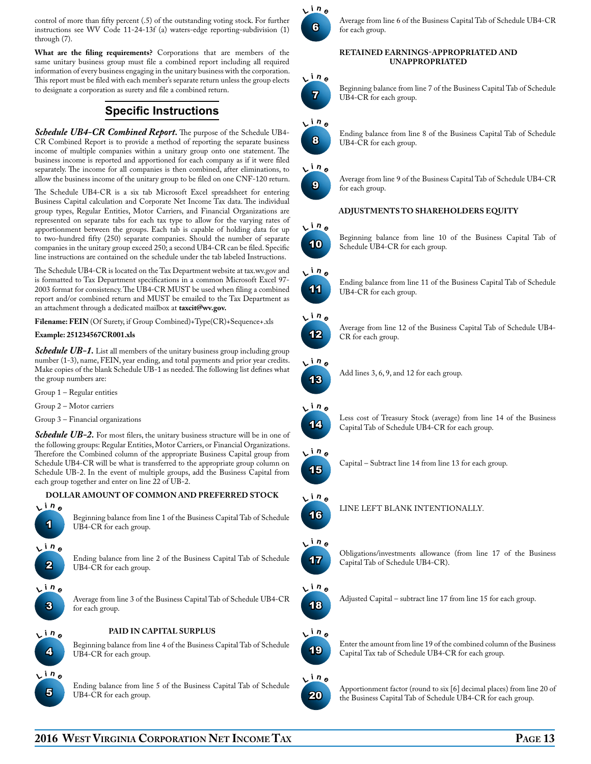control of more than fifty percent (.5) of the outstanding voting stock. For further instructions see WV Code 11-24-13f (a) waters-edge reporting-subdivision (1) through (7).

**What are the filing requirements?** Corporations that are members of the same unitary business group must file a combined report including all required information of every business engaging in the unitary business with the corporation. This report must be filed with each member's separate return unless the group elects to designate a corporation as surety and file a combined return.

## Specific Instructions

***Schedule UB4-CR Combined Report.*** The purpose of the Schedule UB4-CR Combined Report is to provide a method of reporting the separate business income of multiple companies within a unitary group onto one statement. The business income is reported and apportioned for each company as if it were filed separately. The income for all companies is then combined, after eliminations, to allow the business income of the unitary group to be filed on one CNF-120 return.

The Schedule UB4-CR is a six tab Microsoft Excel spreadsheet for entering Business Capital calculation and Corporate Net Income Tax data. The individual group types, Regular Entities, Motor Carriers, and Financial Organizations are represented on separate tabs for each tax type to allow for the varying rates of apportionment between the groups. Each tab is capable of holding data for up to two-hundred fifty (250) separate companies. Should the number of separate companies in the unitary group exceed 250; a second UB4-CR can be filed. Specific line instructions are contained on the schedule under the tab labeled Instructions.

The Schedule UB4-CR is located on the Tax Department website at tax.wv.gov and is formatted to Tax Department specifications in a common Microsoft Excel 97-2003 format for consistency. The UB4-CR MUST be used when filing a combined report and/or combined return and MUST be emailed to the Tax Department as an attachment through a dedicated mailbox at **taxcit@wv.gov.**

**Filename: FEIN** (Of Surety, if Group Combined)+Type(CR)+Sequence+.xls

**Example: 251234567CR001.xls**

***Schedule UB-1.*** List all members of the unitary business group including group number (1-3), name, FEIN, year ending, and total payments and prior year credits. Make copies of the blank Schedule UB-1 as needed. The following list defines what the group numbers are:

Group 1 – Regular entities

Group 2 – Motor carriers

Group 3 – Financial organizations

***Schedule UB-2.*** For most filers, the unitary business structure will be in one of the following groups: Regular Entities, Motor Carriers, or Financial Organizations. Therefore the Combined column of the appropriate Business Capital group from Schedule UB4-CR will be what is transferred to the appropriate group column on Schedule UB-2. In the event of multiple groups, add the Business Capital from each group together and enter on line 22 of UB-2.

### DOLLAR AMOUNT OF COMMON AND PREFERRED STOCK

**Line 1** Beginning balance from line 1 of the Business Capital Tab of Schedule UB4-CR for each group.

**Line 2** Ending balance from line 2 of the Business Capital Tab of Schedule UB4-CR for each group.

**Line 3** Average from line 3 of the Business Capital Tab of Schedule UB4-CR for each group.

### PAID IN CAPITAL SURPLUS

**Line 4** Beginning balance from line 4 of the Business Capital Tab of Schedule UB4-CR for each group.

**Line 5** Ending balance from line 5 of the Business Capital Tab of Schedule UB4-CR for each group.

**Line 6** Average from line 6 of the Business Capital Tab of Schedule UB4-CR for each group.

### RETAINED EARNINGS-APPROPRIATED AND UNAPPROPRIATED

**Line 7** Beginning balance from line 7 of the Business Capital Tab of Schedule UB4-CR for each group.

**Line 8** Ending balance from line 8 of the Business Capital Tab of Schedule UB4-CR for each group.

**Line 9** Average from line 9 of the Business Capital Tab of Schedule UB4-CR for each group.

### ADJUSTMENTS TO SHAREHOLDERS EQUITY

**Line 10** Beginning balance from line 10 of the Business Capital Tab of Schedule UB4-CR for each group.

**Line 11** Ending balance from line 11 of the Business Capital Tab of Schedule UB4-CR for each group.

**Line 12** Average from line 12 of the Business Capital Tab of Schedule UB4-CR for each group.

**Line 13** Add lines 3, 6, 9, and 12 for each group.

**Line 14** Less cost of Treasury Stock (average) from line 14 of the Business Capital Tab of Schedule UB4-CR for each group.

**Line 15** Capital – Subtract line 14 from line 13 for each group.

**Line 16** LINE LEFT BLANK INTENTIONALLY.

**Line 17** Obligations/investments allowance (from line 17 of the Business Capital Tab of Schedule UB4-CR).

**Line 18** Adjusted Capital – subtract line 17 from line 15 for each group.

**Line 19** Enter the amount from line 19 of the combined column of the Business Capital Tax tab of Schedule UB4-CR for each group.

**Line 20** Apportionment factor (round to six [6] decimal places) from line 20 of the Business Capital Tab of Schedule UB4-CR for each group.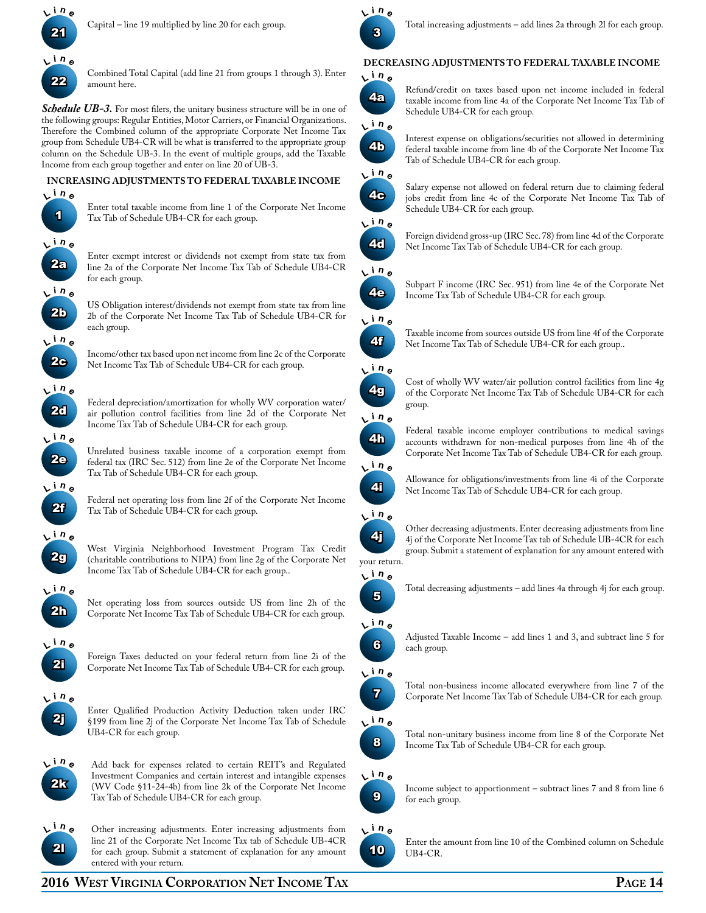**Line 21** Capital – line 19 multiplied by line 20 for each group.

**Line 22** Combined Total Capital (add line 21 from groups 1 through 3). Enter amount here.

***Schedule UB-3.*** For most filers, the unitary business structure will be in one of the following groups: Regular Entities, Motor Carriers, or Financial Organizations. Therefore the Combined column of the appropriate Corporate Net Income Tax group from Schedule UB4-CR will be what is transferred to the appropriate group column on the Schedule UB-3. In the event of multiple groups, add the Taxable Income from each group together and enter on line 20 of UB-3.

### INCREASING ADJUSTMENTS TO FEDERAL TAXABLE INCOME

**Line 1** Enter total taxable income from line 1 of the Corporate Net Income Tax Tab of Schedule UB4-CR for each group.

**Line 2a** Enter exempt interest or dividends not exempt from state tax from line 2a of the Corporate Net Income Tax Tab of Schedule UB4-CR for each group.

**Line 2b** US Obligation interest/dividends not exempt from state tax from line 2b of the Corporate Net Income Tax Tab of Schedule UB4-CR for each group.

**Line 2c** Income/other tax based upon net income from line 2c of the Corporate Net Income Tax Tab of Schedule UB4-CR for each group.

**Line 2d** Federal depreciation/amortization for wholly WV corporation water/air pollution control facilities from line 2d of the Corporate Net Income Tax Tab of Schedule UB4-CR for each group.

**Line 2e** Unrelated business taxable income of a corporation exempt from federal tax (IRC Sec. 512) from line 2e of the Corporate Net Income Tax Tab of Schedule UB4-CR for each group.

**Line 2f** Federal net operating loss from line 2f of the Corporate Net Income Tax Tab of Schedule UB4-CR for each group.

**Line 2g** West Virginia Neighborhood Investment Program Tax Credit (charitable contributions to NIPA) from line 2g of the Corporate Net Income Tax Tab of Schedule UB4-CR for each group..

**Line 2h** Net operating loss from sources outside US from line 2h of the Corporate Net Income Tax Tab of Schedule UB4-CR for each group.

**Line 2i** Foreign Taxes deducted on your federal return from line 2i of the Corporate Net Income Tax Tab of Schedule UB4-CR for each group.

**Line 2j** Enter Qualified Production Activity Deduction taken under IRC §199 from line 2j of the Corporate Net Income Tax Tab of Schedule UB4-CR for each group.

**Line 2k** Add back for expenses related to certain REIT's and Regulated Investment Companies and certain interest and intangible expenses (WV Code §11-24-4b) from line 2k of the Corporate Net Income Tax Tab of Schedule UB4-CR for each group.

**Line 2l** Other increasing adjustments. Enter increasing adjustments from line 21 of the Corporate Net Income Tax tab of Schedule UB-4CR for each group. Submit a statement of explanation for any amount entered with your return.

**Line 3** Total increasing adjustments – add lines 2a through 2l for each group.

### DECREASING ADJUSTMENTS TO FEDERAL TAXABLE INCOME

**Line 4a** Refund/credit on taxes based upon net income included in federal taxable income from line 4a of the Corporate Net Income Tax Tab of Schedule UB4-CR for each group.

**Line 4b** Interest expense on obligations/securities not allowed in determining federal taxable income from line 4b of the Corporate Net Income Tax Tab of Schedule UB4-CR for each group.

**Line 4c** Salary expense not allowed on federal return due to claiming federal jobs credit from line 4c of the Corporate Net Income Tax Tab of Schedule UB4-CR for each group.

**Line 4d** Foreign dividend gross-up (IRC Sec. 78) from line 4d of the Corporate Net Income Tax Tab of Schedule UB4-CR for each group.

**Line 4e** Subpart F income (IRC Sec. 951) from line 4e of the Corporate Net Income Tax Tab of Schedule UB4-CR for each group.

**Line 4f** Taxable income from sources outside US from line 4f of the Corporate Net Income Tax Tab of Schedule UB4-CR for each group..

**Line 4g** Cost of wholly WV water/air pollution control facilities from line 4g of the Corporate Net Income Tax Tab of Schedule UB4-CR for each group.

**Line 4h** Federal taxable income employer contributions to medical savings accounts withdrawn for non-medical purposes from line 4h of the Corporate Net Income Tax Tab of Schedule UB4-CR for each group.

**Line 4i** Allowance for obligations/investments from line 4i of the Corporate Net Income Tax Tab of Schedule UB4-CR for each group.

**Line 4j** Other decreasing adjustments. Enter decreasing adjustments from line 4j of the Corporate Net Income Tax tab of Schedule UB-4CR for each group. Submit a statement of explanation for any amount entered with your return.

**Line 5** Total decreasing adjustments – add lines 4a through 4j for each group.

**Line 6** Adjusted Taxable Income – add lines 1 and 3, and subtract line 5 for each group.

**Line 7** Total non-business income allocated everywhere from line 7 of the Corporate Net Income Tax Tab of Schedule UB4-CR for each group.

**Line 8** Total non-unitary business income from line 8 of the Corporate Net Income Tax Tab of Schedule UB4-CR for each group.

**Line 9** Income subject to apportionment – subtract lines 7 and 8 from line 6 for each group.

**Line 10** Enter the amount from line 10 of the Combined column on Schedule UB4-CR.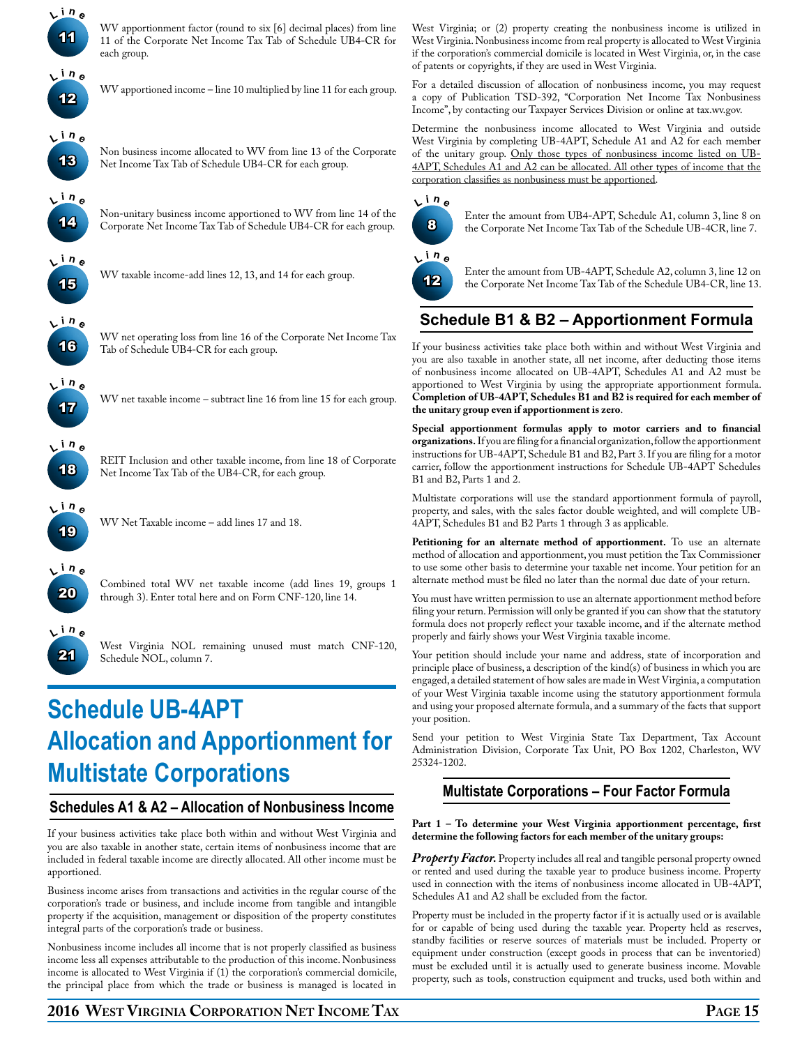**Line 11** WV apportionment factor (round to six [6] decimal places) from line 11 of the Corporate Net Income Tax Tab of Schedule UB4-CR for each group.

**Line 12** WV apportioned income – line 10 multiplied by line 11 for each group.

**Line 13** Non business income allocated to WV from line 13 of the Corporate Net Income Tax Tab of Schedule UB4-CR for each group.

**Line 14** Non-unitary business income apportioned to WV from line 14 of the Corporate Net Income Tax Tab of Schedule UB4-CR for each group.

**Line 15** WV taxable income-add lines 12, 13, and 14 for each group.

**Line 16** WV net operating loss from line 16 of the Corporate Net Income Tax Tab of Schedule UB4-CR for each group.

**Line 17** WV net taxable income – subtract line 16 from line 15 for each group.

**Line 18** REIT Inclusion and other taxable income, from line 18 of Corporate Net Income Tax Tab of the UB4-CR, for each group.

**Line 19** WV Net Taxable income – add lines 17 and 18.

**Line 20** Combined total WV net taxable income (add lines 19, groups 1 through 3). Enter total here and on Form CNF-120, line 14.

**Line 21** West Virginia NOL remaining unused must match CNF-120, Schedule NOL, column 7.

# Schedule UB-4APT Allocation and Apportionment for Multistate Corporations

## Schedules A1 & A2 – Allocation of Nonbusiness Income

If your business activities take place both within and without West Virginia and you are also taxable in another state, certain items of nonbusiness income that are included in federal taxable income are directly allocated. All other income must be apportioned.

Business income arises from transactions and activities in the regular course of the corporation's trade or business, and include income from tangible and intangible property if the acquisition, management or disposition of the property constitutes integral parts of the corporation's trade or business.

Nonbusiness income includes all income that is not properly classified as business income less all expenses attributable to the production of this income. Nonbusiness income is allocated to West Virginia if (1) the corporation's commercial domicile, the principal place from which the trade or business is managed is located in West Virginia; or (2) property creating the nonbusiness income is utilized in West Virginia. Nonbusiness income from real property is allocated to West Virginia if the corporation's commercial domicile is located in West Virginia, or, in the case of patents or copyrights, if they are used in West Virginia.

For a detailed discussion of allocation of nonbusiness income, you may request a copy of Publication TSD-392, "Corporation Net Income Tax Nonbusiness Income", by contacting our Taxpayer Services Division or online at tax.wv.gov.

Determine the nonbusiness income allocated to West Virginia and outside West Virginia by completing UB-4APT, Schedule A1 and A2 for each member of the unitary group. Only those types of nonbusiness income listed on UB-4APT, Schedules A1 and A2 can be allocated. All other types of income that the corporation classifies as nonbusiness must be apportioned.

**Line 8** Enter the amount from UB4-APT, Schedule A1, column 3, line 8 on the Corporate Net Income Tax Tab of the Schedule UB-4CR, line 7.

**Line 12** Enter the amount from UB-4APT, Schedule A2, column 3, line 12 on the Corporate Net Income Tax Tab of the Schedule UB4-CR, line 13.

## Schedule B1 & B2 – Apportionment Formula

If your business activities take place both within and without West Virginia and you are also taxable in another state, all net income, after deducting those items of nonbusiness income allocated on UB-4APT, Schedules A1 and A2 must be apportioned to West Virginia by using the appropriate apportionment formula. **Completion of UB-4APT, Schedules B1 and B2 is required for each member of the unitary group even if apportionment is zero**.

**Special apportionment formulas apply to motor carriers and to financial organizations.** If you are filing for a financial organization, follow the apportionment instructions for UB-4APT, Schedule B1 and B2, Part 3. If you are filing for a motor carrier, follow the apportionment instructions for Schedule UB-4APT Schedules B1 and B2, Parts 1 and 2.

Multistate corporations will use the standard apportionment formula of payroll, property, and sales, with the sales factor double weighted, and will complete UB-4APT, Schedules B1 and B2 Parts 1 through 3 as applicable.

**Petitioning for an alternate method of apportionment.** To use an alternate method of allocation and apportionment, you must petition the Tax Commissioner to use some other basis to determine your taxable net income. Your petition for an alternate method must be filed no later than the normal due date of your return.

You must have written permission to use an alternate apportionment method before filing your return. Permission will only be granted if you can show that the statutory formula does not properly reflect your taxable income, and if the alternate method properly and fairly shows your West Virginia taxable income.

Your petition should include your name and address, state of incorporation and principle place of business, a description of the kind(s) of business in which you are engaged, a detailed statement of how sales are made in West Virginia, a computation of your West Virginia taxable income using the statutory apportionment formula and using your proposed alternate formula, and a summary of the facts that support your position.

Send your petition to West Virginia State Tax Department, Tax Account Administration Division, Corporate Tax Unit, PO Box 1202, Charleston, WV 25324-1202.

### Multistate Corporations – Four Factor Formula

**Part 1 – To determine your West Virginia apportionment percentage, first determine the following factors for each member of the unitary groups:**

***Property Factor.*** Property includes all real and tangible personal property owned or rented and used during the taxable year to produce business income. Property used in connection with the items of nonbusiness income allocated in UB-4APT, Schedules A1 and A2 shall be excluded from the factor.

Property must be included in the property factor if it is actually used or is available for or capable of being used during the taxable year. Property held as reserves, standby facilities or reserve sources of materials must be included. Property or equipment under construction (except goods in process that can be inventoried) must be excluded until it is actually used to generate business income. Movable property, such as tools, construction equipment and trucks, used both within and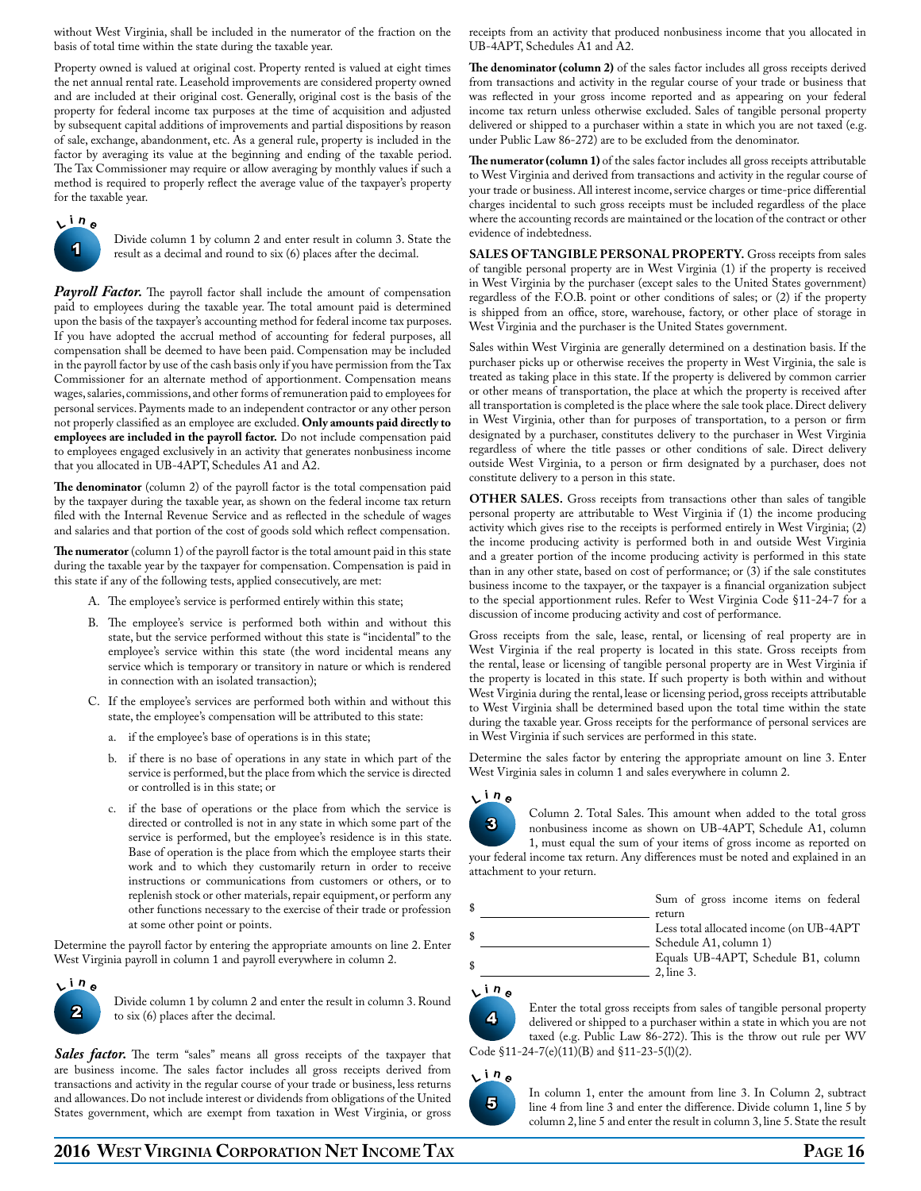without West Virginia, shall be included in the numerator of the fraction on the basis of total time within the state during the taxable year.

Property owned is valued at original cost. Property rented is valued at eight times the net annual rental rate. Leasehold improvements are considered property owned and are included at their original cost. Generally, original cost is the basis of the property for federal income tax purposes at the time of acquisition and adjusted by subsequent capital additions of improvements and partial dispositions by reason of sale, exchange, abandonment, etc. As a general rule, property is included in the factor by averaging its value at the beginning and ending of the taxable period. The Tax Commissioner may require or allow averaging by monthly values if such a method is required to properly reflect the average value of the taxpayer's property for the taxable year.

**Line 1** Divide column 1 by column 2 and enter result in column 3. State the result as a decimal and round to six (6) places after the decimal.

***Payroll Factor.*** The payroll factor shall include the amount of compensation paid to employees during the taxable year. The total amount paid is determined upon the basis of the taxpayer's accounting method for federal income tax purposes. If you have adopted the accrual method of accounting for federal purposes, all compensation shall be deemed to have been paid. Compensation may be included in the payroll factor by use of the cash basis only if you have permission from the Tax Commissioner for an alternate method of apportionment. Compensation means wages, salaries, commissions, and other forms of remuneration paid to employees for personal services. Payments made to an independent contractor or any other person not properly classified as an employee are excluded. **Only amounts paid directly to employees are included in the payroll factor.** Do not include compensation paid to employees engaged exclusively in an activity that generates nonbusiness income that you allocated in UB-4APT, Schedules A1 and A2.

**The denominator** (column 2) of the payroll factor is the total compensation paid by the taxpayer during the taxable year, as shown on the federal income tax return filed with the Internal Revenue Service and as reflected in the schedule of wages and salaries and that portion of the cost of goods sold which reflect compensation.

**The numerator** (column 1) of the payroll factor is the total amount paid in this state during the taxable year by the taxpayer for compensation. Compensation is paid in this state if any of the following tests, applied consecutively, are met:

A. The employee's service is performed entirely within this state;

B. The employee's service is performed both within and without this state, but the service performed without this state is "incidental" to the employee's service within this state (the word incidental means any service which is temporary or transitory in nature or which is rendered in connection with an isolated transaction);

C. If the employee's services are performed both within and without this state, the employee's compensation will be attributed to this state:

   a. if the employee's base of operations is in this state;

   b. if there is no base of operations in any state in which part of the service is performed, but the place from which the service is directed or controlled is in this state; or

   c. if the base of operations or the place from which the service is directed or controlled is not in any state in which some part of the service is performed, but the employee's residence is in this state. Base of operation is the place from which the employee starts their work and to which they customarily return in order to receive instructions or communications from customers or others, or to replenish stock or other materials, repair equipment, or perform any other functions necessary to the exercise of their trade or profession at some other point or points.

Determine the payroll factor by entering the appropriate amounts on line 2. Enter West Virginia payroll in column 1 and payroll everywhere in column 2.

**Line 2** Divide column 1 by column 2 and enter the result in column 3. Round to six (6) places after the decimal.

***Sales factor.*** The term "sales" means all gross receipts of the taxpayer that are business income. The sales factor includes all gross receipts derived from transactions and activity in the regular course of your trade or business, less returns and allowances. Do not include interest or dividends from obligations of the United States government, which are exempt from taxation in West Virginia, or gross receipts from an activity that produced nonbusiness income that you allocated in UB-4APT, Schedules A1 and A2.

**The denominator (column 2)** of the sales factor includes all gross receipts derived from transactions and activity in the regular course of your trade or business that was reflected in your gross income reported and as appearing on your federal income tax return unless otherwise excluded. Sales of tangible personal property delivered or shipped to a purchaser within a state in which you are not taxed (e.g. under Public Law 86-272) are to be excluded from the denominator.

**The numerator (column 1)** of the sales factor includes all gross receipts attributable to West Virginia and derived from transactions and activity in the regular course of your trade or business. All interest income, service charges or time-price differential charges incidental to such gross receipts must be included regardless of the place where the accounting records are maintained or the location of the contract or other evidence of indebtedness.

**SALES OF TANGIBLE PERSONAL PROPERTY.** Gross receipts from sales of tangible personal property are in West Virginia (1) if the property is received in West Virginia by the purchaser (except sales to the United States government) regardless of the F.O.B. point or other conditions of sales; or (2) if the property is shipped from an office, store, warehouse, factory, or other place of storage in West Virginia and the purchaser is the United States government.

Sales within West Virginia are generally determined on a destination basis. If the purchaser picks up or otherwise receives the property in West Virginia, the sale is treated as taking place in this state. If the property is delivered by common carrier or other means of transportation, the place at which the property is received after all transportation is completed is the place where the sale took place. Direct delivery in West Virginia, other than for purposes of transportation, to a person or firm designated by a purchaser, constitutes delivery to the purchaser in West Virginia regardless of where the title passes or other conditions of sale. Direct delivery outside West Virginia, to a person or firm designated by a purchaser, does not constitute delivery to a person in this state.

**OTHER SALES.** Gross receipts from transactions other than sales of tangible personal property are attributable to West Virginia if (1) the income producing activity which gives rise to the receipts is performed entirely in West Virginia; (2) the income producing activity is performed both in and outside West Virginia and a greater portion of the income producing activity is performed in this state than in any other state, based on cost of performance; or (3) if the sale constitutes business income to the taxpayer, or the taxpayer is a financial organization subject to the special apportionment rules. Refer to West Virginia Code §11-24-7 for a discussion of income producing activity and cost of performance.

Gross receipts from the sale, lease, rental, or licensing of real property are in West Virginia if the real property is located in this state. Gross receipts from the rental, lease or licensing of tangible personal property are in West Virginia if the property is located in this state. If such property is both within and without West Virginia during the rental, lease or licensing period, gross receipts attributable to West Virginia shall be determined based upon the total time within the state during the taxable year. Gross receipts for the performance of personal services are in West Virginia if such services are performed in this state.

Determine the sales factor by entering the appropriate amount on line 3. Enter West Virginia sales in column 1 and sales everywhere in column 2.

**Line 3** Column 2. Total Sales. This amount when added to the total gross nonbusiness income as shown on UB-4APT, Schedule A1, column 1, must equal the sum of your items of gross income as reported on your federal income tax return. Any differences must be noted and explained in an attachment to your return.

| | |
|---|---|
| $ ____________ | Sum of gross income items on federal return |
| $ ____________ | Less total allocated income (on UB-4APT Schedule A1, column 1) |
| $ ____________ | Equals UB-4APT, Schedule B1, column 2, line 3. |

**Line 4** Enter the total gross receipts from sales of tangible personal property delivered or shipped to a purchaser within a state in which you are not taxed (e.g. Public Law 86-272). This is the throw out rule per WV Code §11-24-7(e)(11)(B) and §11-23-5(l)(2).

**Line 5** In column 1, enter the amount from line 3. In Column 2, subtract line 4 from line 3 and enter the difference. Divide column 1, line 5 by column 2, line 5 and enter the result in column 3, line 5. State the result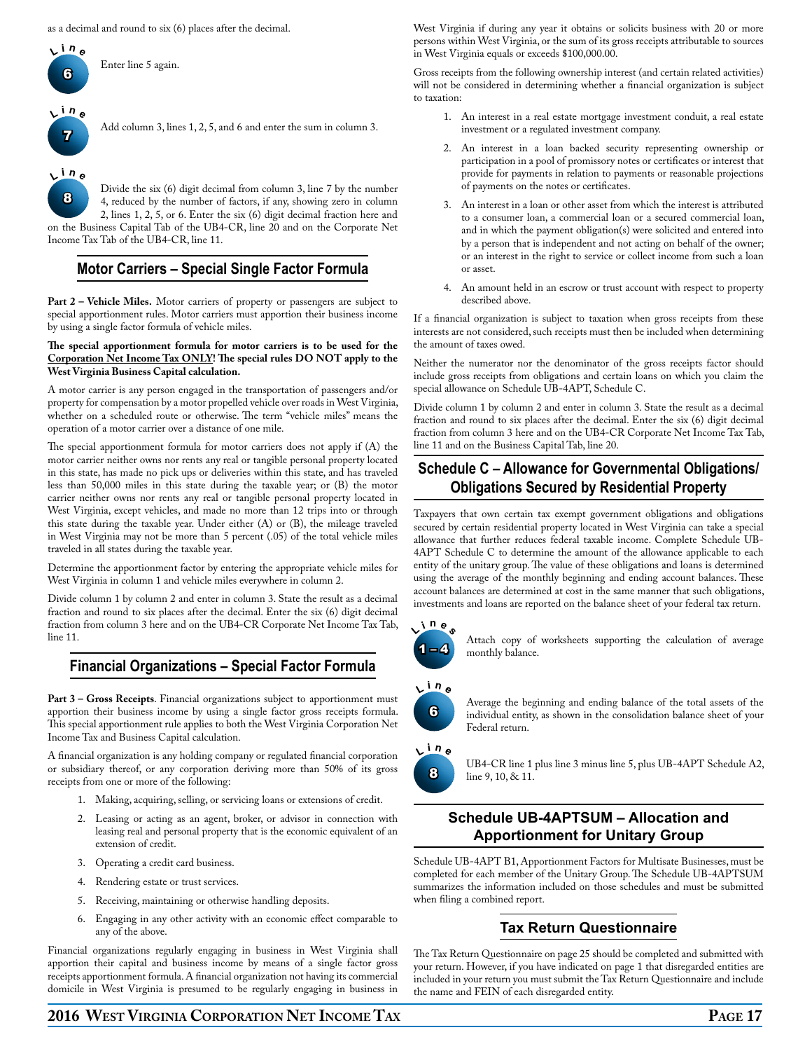as a decimal and round to six (6) places after the decimal.

**Line 6** Enter line 5 again.

**Line 7** Add column 3, lines 1, 2, 5, and 6 and enter the sum in column 3.

**Line 8** Divide the six (6) digit decimal from column 3, line 7 by the number 4, reduced by the number of factors, if any, showing zero in column 2, lines 1, 2, 5, or 6. Enter the six (6) digit decimal fraction here and on the Business Capital Tab of the UB4-CR, line 20 and on the Corporate Net Income Tax Tab of the UB4-CR, line 11.

## Motor Carriers – Special Single Factor Formula

**Part 2 – Vehicle Miles.** Motor carriers of property or passengers are subject to special apportionment rules. Motor carriers must apportion their business income by using a single factor formula of vehicle miles.

**The special apportionment formula for motor carriers is to be used for the Corporation Net Income Tax ONLY! The special rules DO NOT apply to the West Virginia Business Capital calculation.**

A motor carrier is any person engaged in the transportation of passengers and/or property for compensation by a motor propelled vehicle over roads in West Virginia, whether on a scheduled route or otherwise. The term "vehicle miles" means the operation of a motor carrier over a distance of one mile.

The special apportionment formula for motor carriers does not apply if (A) the motor carrier neither owns nor rents any real or tangible personal property located in this state, has made no pick ups or deliveries within this state, and has traveled less than 50,000 miles in this state during the taxable year; or (B) the motor carrier neither owns nor rents any real or tangible personal property located in West Virginia, except vehicles, and made no more than 12 trips into or through this state during the taxable year. Under either (A) or (B), the mileage traveled in West Virginia may not be more than 5 percent (.05) of the total vehicle miles traveled in all states during the taxable year.

Determine the apportionment factor by entering the appropriate vehicle miles for West Virginia in column 1 and vehicle miles everywhere in column 2.

Divide column 1 by column 2 and enter in column 3. State the result as a decimal fraction and round to six places after the decimal. Enter the six (6) digit decimal fraction from column 3 here and on the UB4-CR Corporate Net Income Tax Tab, line 11.

## Financial Organizations – Special Factor Formula

**Part 3 – Gross Receipts**. Financial organizations subject to apportionment must apportion their business income by using a single factor gross receipts formula. This special apportionment rule applies to both the West Virginia Corporation Net Income Tax and Business Capital calculation.

A financial organization is any holding company or regulated financial corporation or subsidiary thereof, or any corporation deriving more than 50% of its gross receipts from one or more of the following:

1. Making, acquiring, selling, or servicing loans or extensions of credit.
2. Leasing or acting as an agent, broker, or advisor in connection with leasing real and personal property that is the economic equivalent of an extension of credit.
3. Operating a credit card business.
4. Rendering estate or trust services.
5. Receiving, maintaining or otherwise handling deposits.
6. Engaging in any other activity with an economic effect comparable to any of the above.

Financial organizations regularly engaging in business in West Virginia shall apportion their capital and business income by means of a single factor gross receipts apportionment formula. A financial organization not having its commercial domicile in West Virginia is presumed to be regularly engaging in business in West Virginia if during any year it obtains or solicits business with 20 or more persons within West Virginia, or the sum of its gross receipts attributable to sources in West Virginia equals or exceeds $100,000.00.

Gross receipts from the following ownership interest (and certain related activities) will not be considered in determining whether a financial organization is subject to taxation:

1. An interest in a real estate mortgage investment conduit, a real estate investment or a regulated investment company.
2. An interest in a loan backed security representing ownership or participation in a pool of promissory notes or certificates or interest that provide for payments in relation to payments or reasonable projections of payments on the notes or certificates.
3. An interest in a loan or other asset from which the interest is attributed to a consumer loan, a commercial loan or a secured commercial loan, and in which the payment obligation(s) were solicited and entered into by a person that is independent and not acting on behalf of the owner; or an interest in the right to service or collect income from such a loan or asset.
4. An amount held in an escrow or trust account with respect to property described above.

If a financial organization is subject to taxation when gross receipts from these interests are not considered, such receipts must then be included when determining the amount of taxes owed.

Neither the numerator nor the denominator of the gross receipts factor should include gross receipts from obligations and certain loans on which you claim the special allowance on Schedule UB-4APT, Schedule C.

Divide column 1 by column 2 and enter in column 3. State the result as a decimal fraction and round to six places after the decimal. Enter the six (6) digit decimal fraction from column 3 here and on the UB4-CR Corporate Net Income Tax Tab, line 11 and on the Business Capital Tab, line 20.

## Schedule C – Allowance for Governmental Obligations/ Obligations Secured by Residential Property

Taxpayers that own certain tax exempt government obligations and obligations secured by certain residential property located in West Virginia can take a special allowance that further reduces federal taxable income. Complete Schedule UB-4APT Schedule C to determine the amount of the allowance applicable to each entity of the unitary group. The value of these obligations and loans is determined using the average of the monthly beginning and ending account balances. These account balances are determined at cost in the same manner that such obligations, investments and loans are reported on the balance sheet of your federal tax return.

**Lines 1 – 4** Attach copy of worksheets supporting the calculation of average monthly balance.

**Line 6** Average the beginning and ending balance of the total assets of the individual entity, as shown in the consolidation balance sheet of your Federal return.

**Line 8** UB4-CR line 1 plus line 3 minus line 5, plus UB-4APT Schedule A2, line 9, 10, & 11.

## Schedule UB-4APTSUM – Allocation and Apportionment for Unitary Group

Schedule UB-4APT B1, Apportionment Factors for Multisate Businesses, must be completed for each member of the Unitary Group. The Schedule UB-4APTSUM summarizes the information included on those schedules and must be submitted when filing a combined report.

## Tax Return Questionnaire

The Tax Return Questionnaire on page 25 should be completed and submitted with your return. However, if you have indicated on page 1 that disregarded entities are included in your return you must submit the Tax Return Questionnaire and include the name and FEIN of each disregarded entity.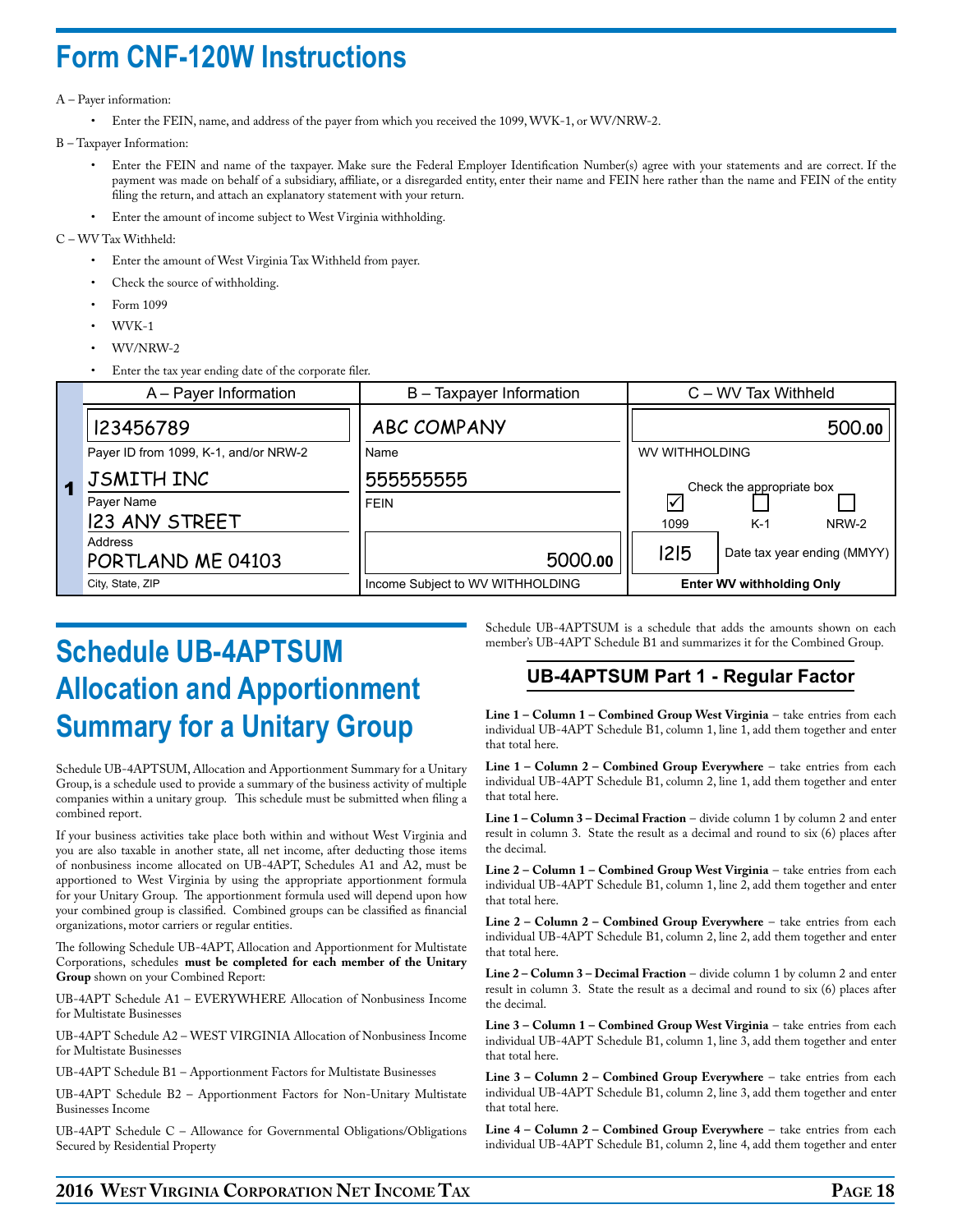# Form CNF-120W Instructions

A – Payer information:

- Enter the FEIN, name, and address of the payer from which you received the 1099, WVK-1, or WV/NRW-2.

B – Taxpayer Information:

- Enter the FEIN and name of the taxpayer. Make sure the Federal Employer Identification Number(s) agree with your statements and are correct. If the payment was made on behalf of a subsidiary, affiliate, or a disregarded entity, enter their name and FEIN here rather than the name and FEIN of the entity filing the return, and attach an explanatory statement with your return.
- Enter the amount of income subject to West Virginia withholding.

C – WV Tax Withheld:

- Enter the amount of West Virginia Tax Withheld from payer.
- Check the source of withholding.
- Form 1099
- WVK-1
- WV/NRW-2
- Enter the tax year ending date of the corporate filer.

| | A – Payer Information | B – Taxpayer Information | C – WV Tax Withheld |
|---|---|---|---|
| 1 | 123456789 | ABC COMPANY | 500.00 |
| | Payer ID from 1099, K-1, and/or NRW-2 | Name | WV WITHHOLDING |
| | JSMITH INC | 555555555 | Check the appropriate box: ☑ 1099 ☐ K-1 ☐ NRW-2 |
| | Payer Name | FEIN | |
| | 123 ANY STREET | | |
| | Address | | |
| | PORTLAND ME 04103 | 5000.00 | 1215 Date tax year ending (MMYY) |
| | City, State, ZIP | Income Subject to WV WITHHOLDING | Enter WV withholding Only |

# Schedule UB-4APTSUM Allocation and Apportionment Summary for a Unitary Group

Schedule UB-4APTSUM, Allocation and Apportionment Summary for a Unitary Group, is a schedule used to provide a summary of the business activity of multiple companies within a unitary group. This schedule must be submitted when filing a combined report.

If your business activities take place both within and without West Virginia and you are also taxable in another state, all net income, after deducting those items of nonbusiness income allocated on UB-4APT, Schedules A1 and A2, must be apportioned to West Virginia by using the appropriate apportionment formula for your Unitary Group. The apportionment formula used will depend upon how your combined group is classified. Combined groups can be classified as financial organizations, motor carriers or regular entities.

The following Schedule UB-4APT, Allocation and Apportionment for Multistate Corporations, schedules **must be completed for each member of the Unitary Group** shown on your Combined Report:

UB-4APT Schedule A1 – EVERYWHERE Allocation of Nonbusiness Income for Multistate Businesses

UB-4APT Schedule A2 – WEST VIRGINIA Allocation of Nonbusiness Income for Multistate Businesses

UB-4APT Schedule B1 – Apportionment Factors for Multistate Businesses

UB-4APT Schedule B2 – Apportionment Factors for Non-Unitary Multistate Businesses Income

UB-4APT Schedule C – Allowance for Governmental Obligations/Obligations Secured by Residential Property

Schedule UB-4APTSUM is a schedule that adds the amounts shown on each member's UB-4APT Schedule B1 and summarizes it for the Combined Group.

## UB-4APTSUM Part 1 - Regular Factor

**Line 1 – Column 1 – Combined Group West Virginia** – take entries from each individual UB-4APT Schedule B1, column 1, line 1, add them together and enter that total here.

**Line 1 – Column 2 – Combined Group Everywhere** – take entries from each individual UB-4APT Schedule B1, column 2, line 1, add them together and enter that total here.

**Line 1 – Column 3 – Decimal Fraction** – divide column 1 by column 2 and enter result in column 3. State the result as a decimal and round to six (6) places after the decimal.

**Line 2 – Column 1 – Combined Group West Virginia** – take entries from each individual UB-4APT Schedule B1, column 1, line 2, add them together and enter that total here.

**Line 2 – Column 2 – Combined Group Everywhere** – take entries from each individual UB-4APT Schedule B1, column 2, line 2, add them together and enter that total here.

**Line 2 – Column 3 – Decimal Fraction** – divide column 1 by column 2 and enter result in column 3. State the result as a decimal and round to six (6) places after the decimal.

**Line 3 – Column 1 – Combined Group West Virginia** – take entries from each individual UB-4APT Schedule B1, column 1, line 3, add them together and enter that total here.

**Line 3 – Column 2 – Combined Group Everywhere** – take entries from each individual UB-4APT Schedule B1, column 2, line 3, add them together and enter that total here.

**Line 4 – Column 2 – Combined Group Everywhere** – take entries from each individual UB-4APT Schedule B1, column 2, line 4, add them together and enter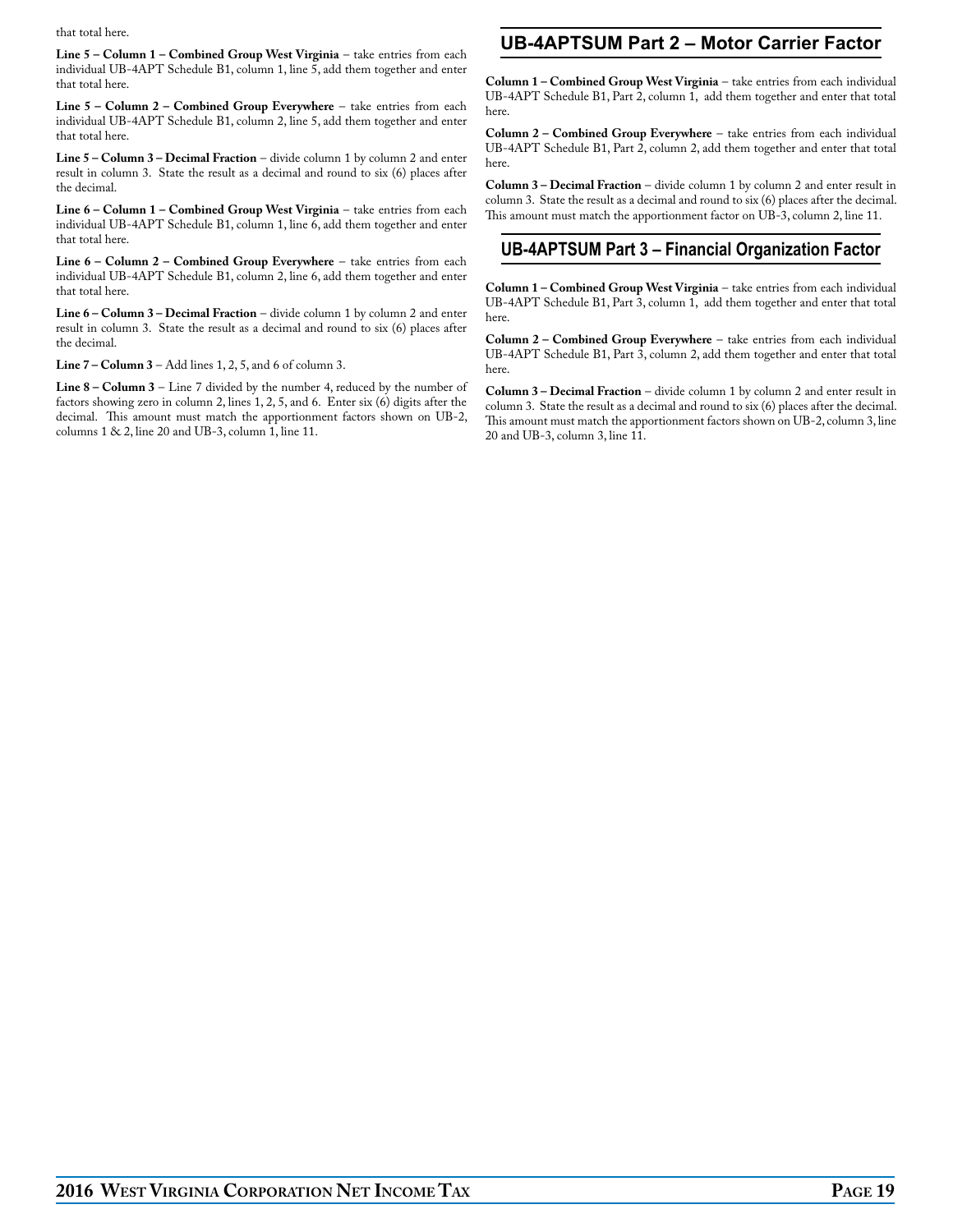that total here.

**Line 5 – Column 1 – Combined Group West Virginia** – take entries from each individual UB-4APT Schedule B1, column 1, line 5, add them together and enter that total here.

**Line 5 – Column 2 – Combined Group Everywhere** – take entries from each individual UB-4APT Schedule B1, column 2, line 5, add them together and enter that total here.

**Line 5 – Column 3 – Decimal Fraction** – divide column 1 by column 2 and enter result in column 3. State the result as a decimal and round to six (6) places after the decimal.

**Line 6 – Column 1 – Combined Group West Virginia** – take entries from each individual UB-4APT Schedule B1, column 1, line 6, add them together and enter that total here.

**Line 6 – Column 2 – Combined Group Everywhere** – take entries from each individual UB-4APT Schedule B1, column 2, line 6, add them together and enter that total here.

**Line 6 – Column 3 – Decimal Fraction** – divide column 1 by column 2 and enter result in column 3. State the result as a decimal and round to six (6) places after the decimal.

**Line 7 – Column 3** – Add lines 1, 2, 5, and 6 of column 3.

**Line 8 – Column 3** – Line 7 divided by the number 4, reduced by the number of factors showing zero in column 2, lines 1, 2, 5, and 6. Enter six (6) digits after the decimal. This amount must match the apportionment factors shown on UB-2, columns 1 & 2, line 20 and UB-3, column 1, line 11.

## UB-4APTSUM Part 2 – Motor Carrier Factor

**Column 1 – Combined Group West Virginia** – take entries from each individual UB-4APT Schedule B1, Part 2, column 1, add them together and enter that total here.

**Column 2 – Combined Group Everywhere** – take entries from each individual UB-4APT Schedule B1, Part 2, column 2, add them together and enter that total here.

**Column 3 – Decimal Fraction** – divide column 1 by column 2 and enter result in column 3. State the result as a decimal and round to six (6) places after the decimal. This amount must match the apportionment factor on UB-3, column 2, line 11.

## UB-4APTSUM Part 3 – Financial Organization Factor

**Column 1 – Combined Group West Virginia** – take entries from each individual UB-4APT Schedule B1, Part 3, column 1, add them together and enter that total here.

**Column 2 – Combined Group Everywhere** – take entries from each individual UB-4APT Schedule B1, Part 3, column 2, add them together and enter that total here.

**Column 3 – Decimal Fraction** – divide column 1 by column 2 and enter result in column 3. State the result as a decimal and round to six (6) places after the decimal. This amount must match the apportionment factors shown on UB-2, column 3, line 20 and UB-3, column 3, line 11.